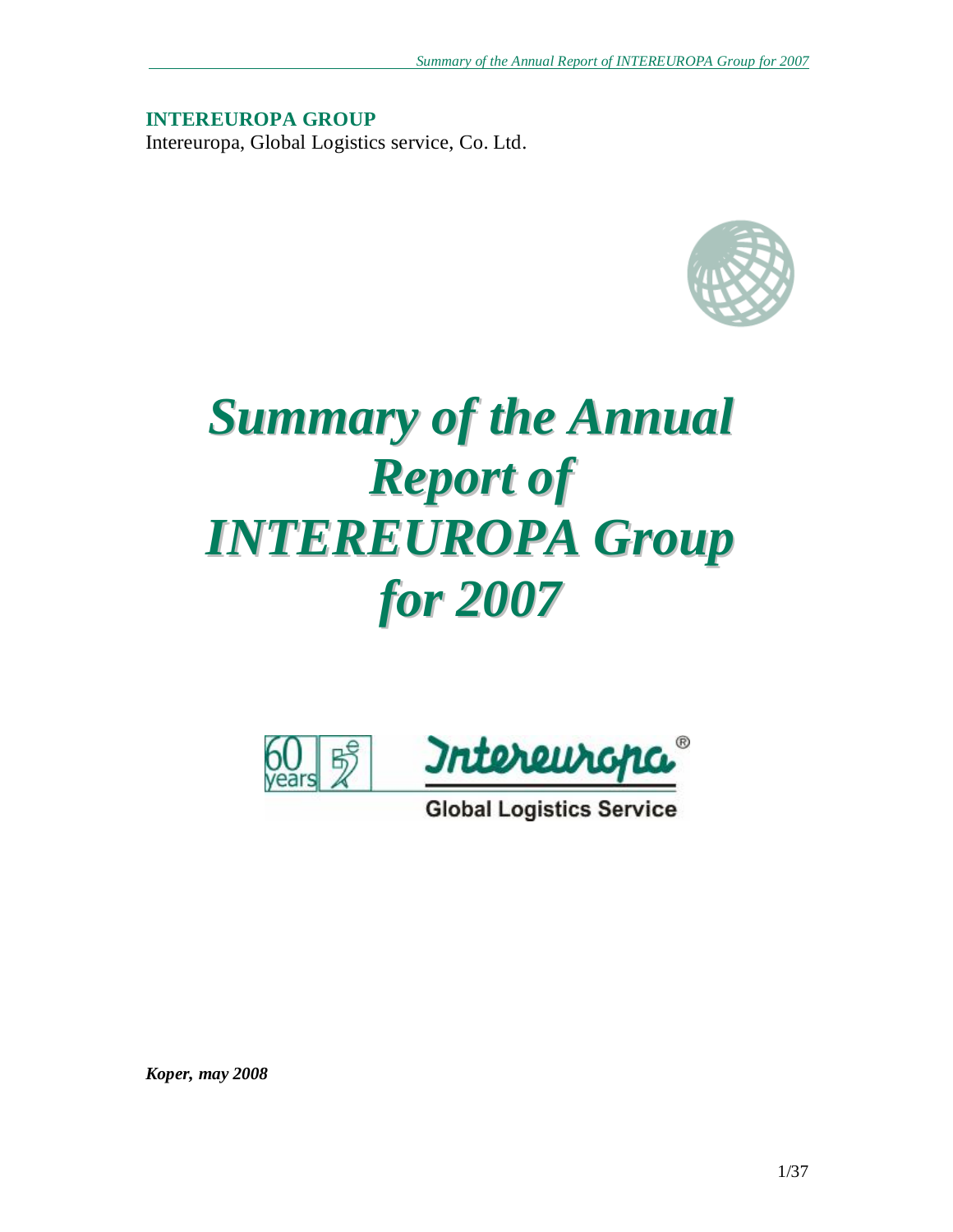**INTEREUROPA GROUP**
Intereuropa, Global Logistics service, Co. Ltd.

# *Summary of the Annual Report of INTEREUROPA Group for 2007*

*Koper, may 2008*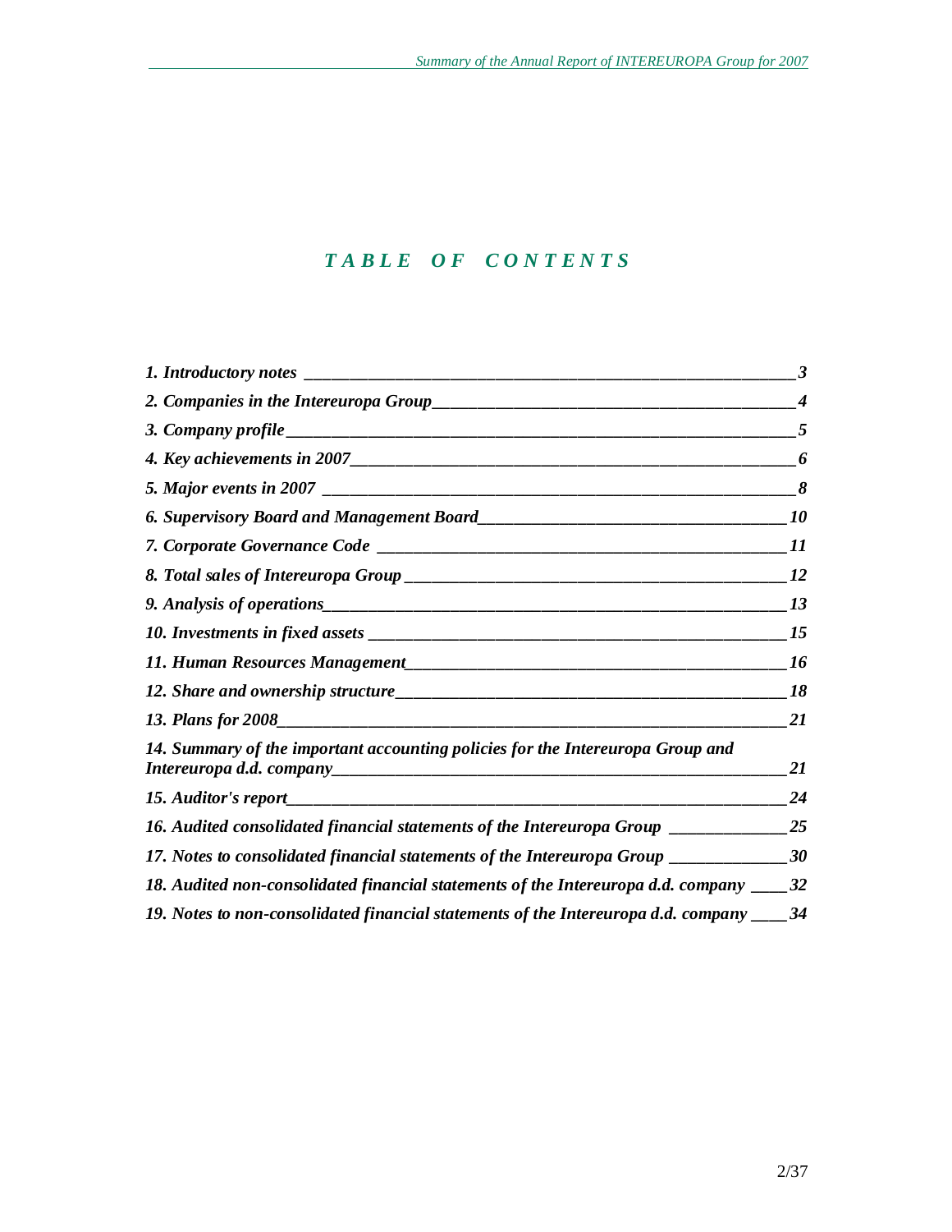# TABLE OF CONTENTS

| | |
|---|---|
| *1. Introductory notes* | *3* |
| *2. Companies in the Intereuropa Group* | *4* |
| *3. Company profile* | *5* |
| *4. Key achievements in 2007* | *6* |
| *5. Major events in 2007* | *8* |
| *6. Supervisory Board and Management Board* | *10* |
| *7. Corporate Governance Code* | *11* |
| *8. Total sales of Intereuropa Group* | *12* |
| *9. Analysis of operations* | *13* |
| *10. Investments in fixed assets* | *15* |
| *11. Human Resources Management* | *16* |
| *12. Share and ownership structure* | *18* |
| *13. Plans for 2008* | *21* |
| *14. Summary of the important accounting policies for the Intereuropa Group and Intereuropa d.d. company* | *21* |
| *15. Auditor's report* | *24* |
| *16. Audited consolidated financial statements of the Intereuropa Group* | *25* |
| *17. Notes to consolidated financial statements of the Intereuropa Group* | *30* |
| *18. Audited non-consolidated financial statements of the Intereuropa d.d. company* | *32* |
| *19. Notes to non-consolidated financial statements of the Intereuropa d.d. company* | *34* |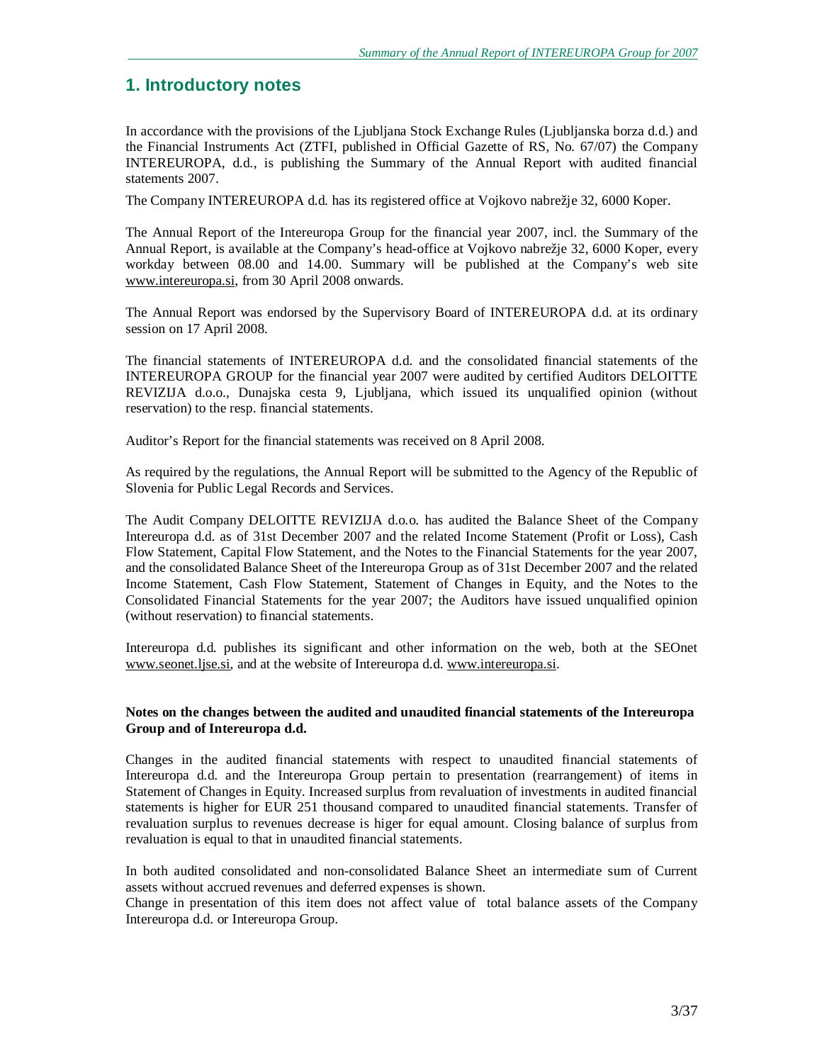# 1. Introductory notes

In accordance with the provisions of the Ljubljana Stock Exchange Rules (Ljubljanska borza d.d.) and the Financial Instruments Act (ZTFI, published in Official Gazette of RS, No. 67/07) the Company INTEREUROPA, d.d., is publishing the Summary of the Annual Report with audited financial statements 2007.

The Company INTEREUROPA d.d. has its registered office at Vojkovo nabrežje 32, 6000 Koper.

The Annual Report of the Intereuropa Group for the financial year 2007, incl. the Summary of the Annual Report, is available at the Company's head-office at Vojkovo nabrežje 32, 6000 Koper, every workday between 08.00 and 14.00. Summary will be published at the Company's web site www.intereuropa.si, from 30 April 2008 onwards.

The Annual Report was endorsed by the Supervisory Board of INTEREUROPA d.d. at its ordinary session on 17 April 2008.

The financial statements of INTEREUROPA d.d. and the consolidated financial statements of the INTEREUROPA GROUP for the financial year 2007 were audited by certified Auditors DELOITTE REVIZIJA d.o.o., Dunajska cesta 9, Ljubljana, which issued its unqualified opinion (without reservation) to the resp. financial statements.

Auditor's Report for the financial statements was received on 8 April 2008.

As required by the regulations, the Annual Report will be submitted to the Agency of the Republic of Slovenia for Public Legal Records and Services.

The Audit Company DELOITTE REVIZIJA d.o.o. has audited the Balance Sheet of the Company Intereuropa d.d. as of 31st December 2007 and the related Income Statement (Profit or Loss), Cash Flow Statement, Capital Flow Statement, and the Notes to the Financial Statements for the year 2007, and the consolidated Balance Sheet of the Intereuropa Group as of 31st December 2007 and the related Income Statement, Cash Flow Statement, Statement of Changes in Equity, and the Notes to the Consolidated Financial Statements for the year 2007; the Auditors have issued unqualified opinion (without reservation) to financial statements.

Intereuropa d.d. publishes its significant and other information on the web, both at the SEOnet www.seonet.ljse.si, and at the website of Intereuropa d.d. www.intereuropa.si.

**Notes on the changes between the audited and unaudited financial statements of the Intereuropa Group and of Intereuropa d.d.**

Changes in the audited financial statements with respect to unaudited financial statements of Intereuropa d.d. and the Intereuropa Group pertain to presentation (rearrangement) of items in Statement of Changes in Equity. Increased surplus from revaluation of investments in audited financial statements is higher for EUR 251 thousand compared to unaudited financial statements. Transfer of revaluation surplus to revenues decrease is higer for equal amount. Closing balance of surplus from revaluation is equal to that in unaudited financial statements.

In both audited consolidated and non-consolidated Balance Sheet an intermediate sum of Current assets without accrued revenues and deferred expenses is shown.
Change in presentation of this item does not affect value of total balance assets of the Company Intereuropa d.d. or Intereuropa Group.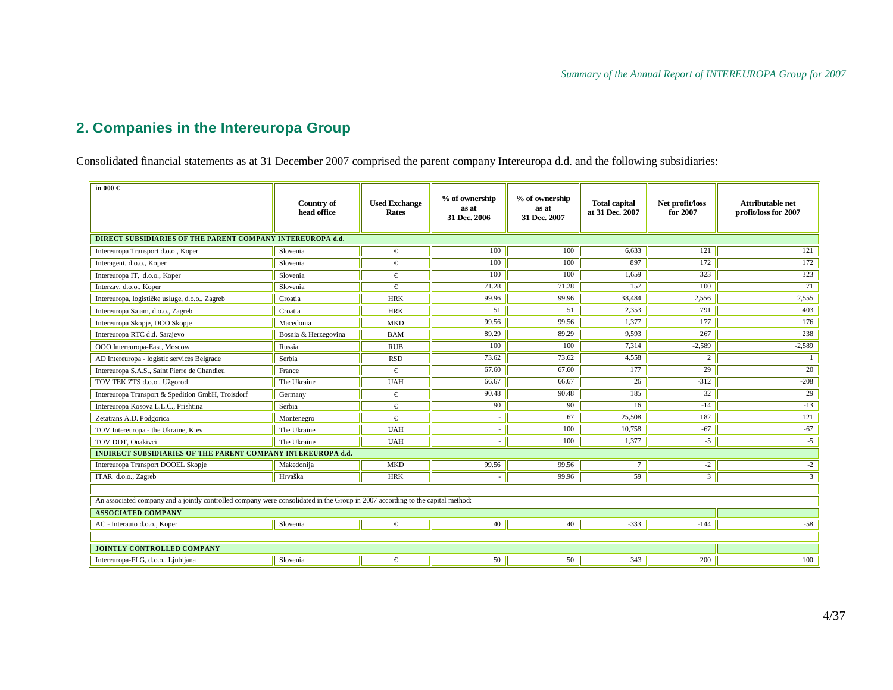## 2. Companies in the Intereuropa Group

Consolidated financial statements as at 31 December 2007 comprised the parent company Intereuropa d.d. and the following subsidiaries:

| in 000 € | Country of head office | Used Exchange Rates | % of ownership as at 31 Dec. 2006 | % of ownership as at 31 Dec. 2007 | Total capital at 31 Dec. 2007 | Net profit/loss for 2007 | Attributable net profit/loss for 2007 |
|---|---|---|---|---|---|---|---|
| **DIRECT SUBSIDIARIES OF THE PARENT COMPANY INTEREUROPA d.d.** | | | | | | | |
| Intereuropa Transport d.o.o., Koper | Slovenia | € | 100 | 100 | 6,633 | 121 | 121 |
| Interagent, d.o.o., Koper | Slovenia | € | 100 | 100 | 897 | 172 | 172 |
| Intereuropa IT, d.o.o., Koper | Slovenia | € | 100 | 100 | 1,659 | 323 | 323 |
| Interzav, d.o.o., Koper | Slovenia | € | 71.28 | 71.28 | 157 | 100 | 71 |
| Intereuropa, logističke usluge, d.o.o., Zagreb | Croatia | HRK | 99.96 | 99.96 | 38,484 | 2,556 | 2,555 |
| Intereuropa Sajam, d.o.o., Zagreb | Croatia | HRK | 51 | 51 | 2,353 | 791 | 403 |
| Intereuropa Skopje, DOO Skopje | Macedonia | MKD | 99.56 | 99.56 | 1,377 | 177 | 176 |
| Intereuropa RTC d.d. Sarajevo | Bosnia & Herzegovina | BAM | 89.29 | 89.29 | 9,593 | 267 | 238 |
| OOO Intereuropa-East, Moscow | Russia | RUB | 100 | 100 | 7,314 | -2,589 | -2,589 |
| AD Intereuropa - logistic services Belgrade | Serbia | RSD | 73.62 | 73.62 | 4,558 | 2 | 1 |
| Intereuropa S.A.S., Saint Pierre de Chandieu | France | € | 67.60 | 67.60 | 177 | 29 | 20 |
| TOV TEK ZTS d.o.o., Užgorod | The Ukraine | UAH | 66.67 | 66.67 | 26 | -312 | -208 |
| Intereuropa Transport & Spedition GmbH, Troisdorf | Germany | € | 90.48 | 90.48 | 185 | 32 | 29 |
| Intereuropa Kosova L.L.C., Prishtina | Serbia | € | 90 | 90 | 16 | -14 | -13 |
| Zetatrans A.D. Podgorica | Montenegro | € | - | 67 | 25,508 | 182 | 121 |
| TOV Intereuropa - the Ukraine, Kiev | The Ukraine | UAH | - | 100 | 10,758 | -67 | -67 |
| TOV DDT, Onakivci | The Ukraine | UAH | - | 100 | 1,377 | -5 | -5 |
| **INDIRECT SUBSIDIARIES OF THE PARENT COMPANY INTEREUROPA d.d.** | | | | | | | |
| Intereuropa Transport DOOEL Skopje | Makedonija | MKD | 99.56 | 99.56 | 7 | -2 | -2 |
| ITAR d.o.o., Zagreb | Hrvaška | HRK | - | 99.96 | 59 | 3 | 3 |
| | | | | | | | |
| An associated company and a jointly controlled company were consolidated in the Group in 2007 according to the capital method: | | | | | | | |
| **ASSOCIATED COMPANY** | | | | | | | |
| AC - Interauto d.o.o., Koper | Slovenia | € | 40 | 40 | -333 | -144 | -58 |
| | | | | | | | |
| **JOINTLY CONTROLLED COMPANY** | | | | | | | |
| Intereuropa-FLG, d.o.o., Ljubljana | Slovenia | € | 50 | 50 | 343 | 200 | 100 |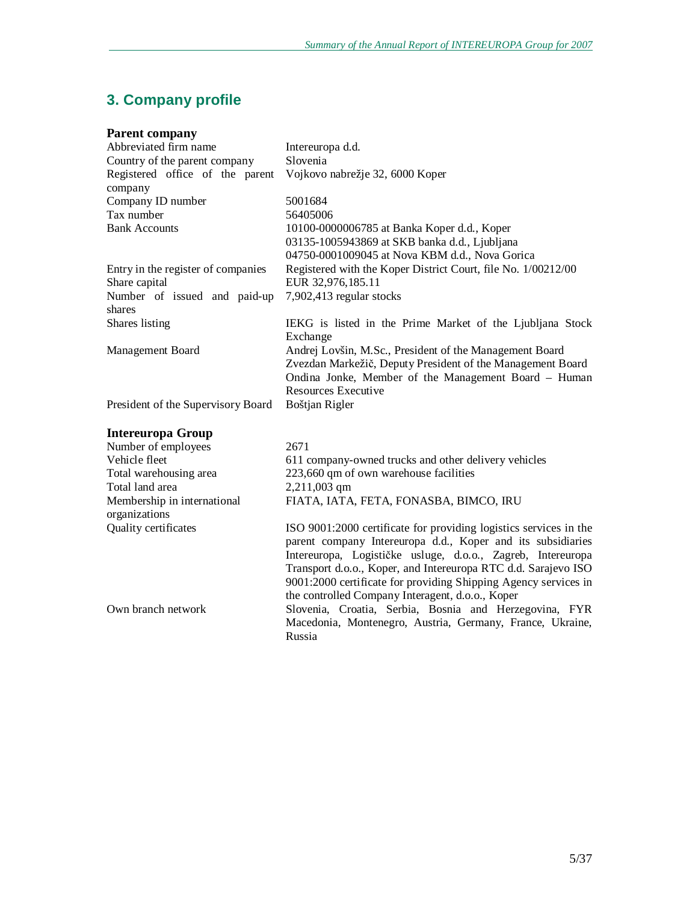# 3. Company profile

### Parent company

| | |
|---|---|
| Abbreviated firm name | Intereuropa d.d. |
| Country of the parent company | Slovenia |
| Registered office of the parent company | Vojkovo nabrežje 32, 6000 Koper |
| Company ID number | 5001684 |
| Tax number | 56405006 |
| Bank Accounts | 10100-0000006785 at Banka Koper d.d., Koper<br>03135-1005943869 at SKB banka d.d., Ljubljana<br>04750-0001009045 at Nova KBM d.d., Nova Gorica |
| Entry in the register of companies | Registered with the Koper District Court, file No. 1/00212/00 |
| Share capital | EUR 32,976,185.11 |
| Number of issued and paid-up shares | 7,902,413 regular stocks |
| Shares listing | IEKG is listed in the Prime Market of the Ljubljana Stock Exchange |
| Management Board | Andrej Lovšin, M.Sc., President of the Management Board<br>Zvezdan Markežič, Deputy President of the Management Board<br>Ondina Jonke, Member of the Management Board – Human Resources Executive |
| President of the Supervisory Board | Boštjan Rigler |

### Intereuropa Group

| | |
|---|---|
| Number of employees | 2671 |
| Vehicle fleet | 611 company-owned trucks and other delivery vehicles |
| Total warehousing area | 223,660 qm of own warehouse facilities |
| Total land area | 2,211,003 qm |
| Membership in international organizations | FIATA, IATA, FETA, FONASBA, BIMCO, IRU |
| Quality certificates | ISO 9001:2000 certificate for providing logistics services in the parent company Intereuropa d.d., Koper and its subsidiaries Intereuropa, Logističke usluge, d.o.o., Zagreb, Intereuropa Transport d.o.o., Koper, and Intereuropa RTC d.d. Sarajevo ISO 9001:2000 certificate for providing Shipping Agency services in the controlled Company Interagent, d.o.o., Koper |
| Own branch network | Slovenia, Croatia, Serbia, Bosnia and Herzegovina, FYR Macedonia, Montenegro, Austria, Germany, France, Ukraine, Russia |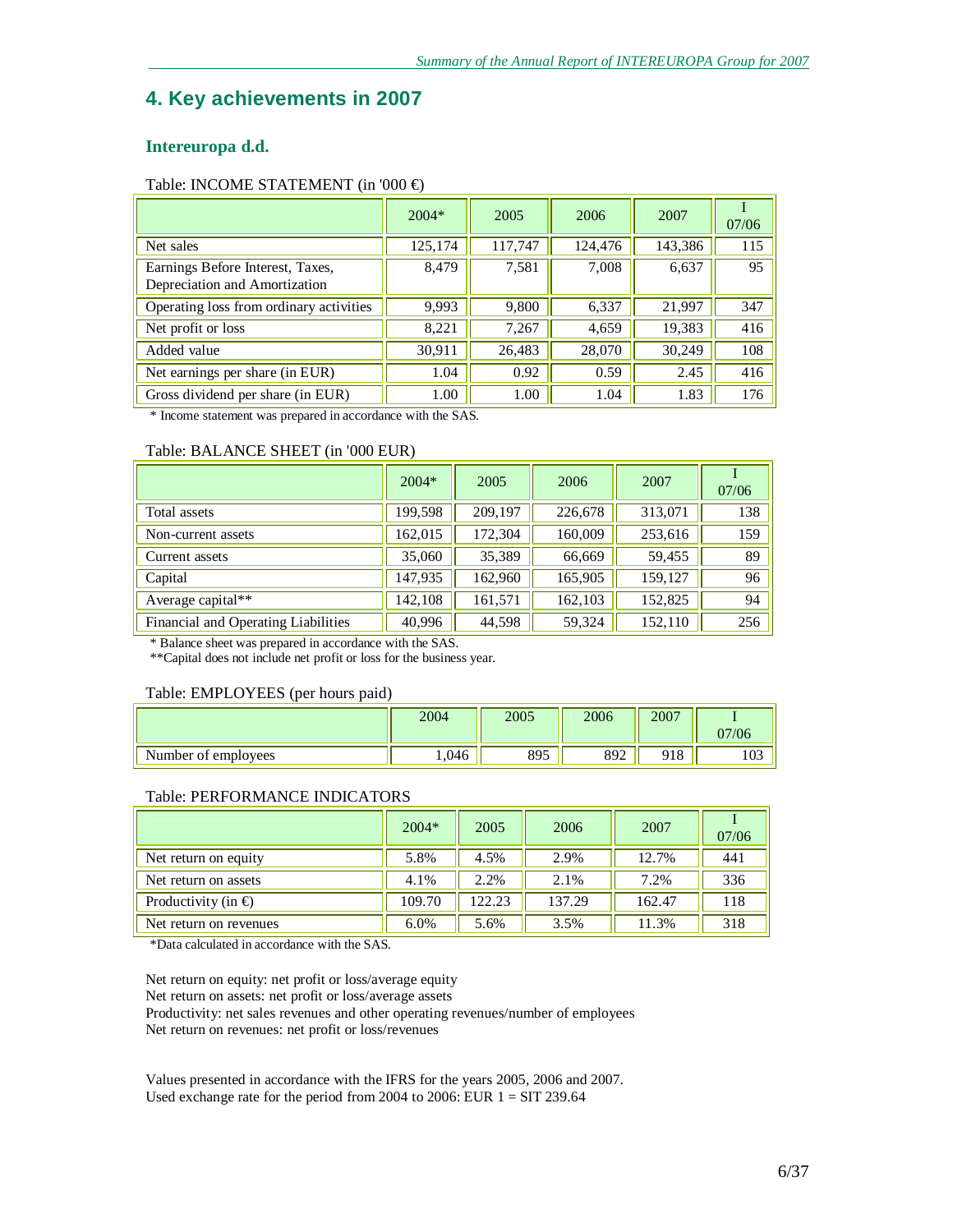## 4. Key achievements in 2007

### Intereuropa d.d.

Table: INCOME STATEMENT (in '000 €)

| | 2004* | 2005 | 2006 | 2007 | I 07/06 |
|---|---|---|---|---|---|
| Net sales | 125,174 | 117,747 | 124,476 | 143,386 | 115 |
| Earnings Before Interest, Taxes, Depreciation and Amortization | 8,479 | 7,581 | 7,008 | 6,637 | 95 |
| Operating loss from ordinary activities | 9,993 | 9,800 | 6,337 | 21,997 | 347 |
| Net profit or loss | 8,221 | 7,267 | 4,659 | 19,383 | 416 |
| Added value | 30,911 | 26,483 | 28,070 | 30,249 | 108 |
| Net earnings per share (in EUR) | 1.04 | 0.92 | 0.59 | 2.45 | 416 |
| Gross dividend per share (in EUR) | 1.00 | 1.00 | 1.04 | 1.83 | 176 |

* Income statement was prepared in accordance with the SAS.

Table: BALANCE SHEET (in '000 EUR)

| | 2004* | 2005 | 2006 | 2007 | I 07/06 |
|---|---|---|---|---|---|
| Total assets | 199,598 | 209,197 | 226,678 | 313,071 | 138 |
| Non-current assets | 162,015 | 172,304 | 160,009 | 253,616 | 159 |
| Current assets | 35,060 | 35,389 | 66,669 | 59,455 | 89 |
| Capital | 147,935 | 162,960 | 165,905 | 159,127 | 96 |
| Average capital** | 142,108 | 161,571 | 162,103 | 152,825 | 94 |
| Financial and Operating Liabilities | 40,996 | 44,598 | 59,324 | 152,110 | 256 |

* Balance sheet was prepared in accordance with the SAS.
**Capital does not include net profit or loss for the business year.

Table: EMPLOYEES (per hours paid)

| | 2004 | 2005 | 2006 | 2007 | I 07/06 |
|---|---|---|---|---|---|
| Number of employees | 1,046 | 895 | 892 | 918 | 103 |

Table: PERFORMANCE INDICATORS

| | 2004* | 2005 | 2006 | 2007 | I 07/06 |
|---|---|---|---|---|---|
| Net return on equity | 5.8% | 4.5% | 2.9% | 12.7% | 441 |
| Net return on assets | 4.1% | 2.2% | 2.1% | 7.2% | 336 |
| Productivity (in €) | 109.70 | 122.23 | 137.29 | 162.47 | 118 |
| Net return on revenues | 6.0% | 5.6% | 3.5% | 11.3% | 318 |

*Data calculated in accordance with the SAS.

Net return on equity: net profit or loss/average equity
Net return on assets: net profit or loss/average assets
Productivity: net sales revenues and other operating revenues/number of employees
Net return on revenues: net profit or loss/revenues

Values presented in accordance with the IFRS for the years 2005, 2006 and 2007.
Used exchange rate for the period from 2004 to 2006: EUR 1 = SIT 239.64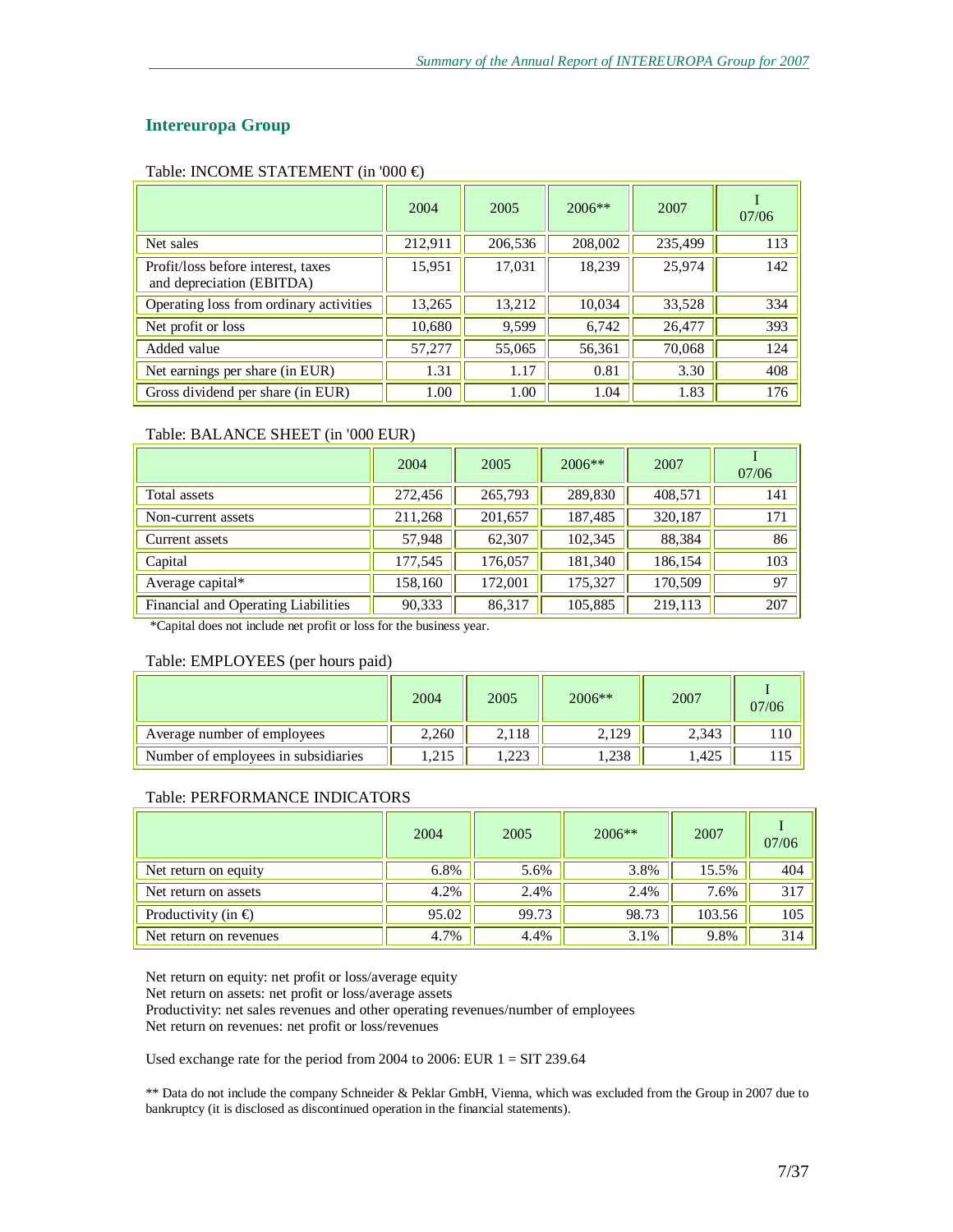## Intereuropa Group

Table: INCOME STATEMENT (in '000 €)

| | 2004 | 2005 | 2006** | 2007 | I 07/06 |
|---|---|---|---|---|---|
| Net sales | 212,911 | 206,536 | 208,002 | 235,499 | 113 |
| Profit/loss before interest, taxes and depreciation (EBITDA) | 15,951 | 17,031 | 18,239 | 25,974 | 142 |
| Operating loss from ordinary activities | 13,265 | 13,212 | 10,034 | 33,528 | 334 |
| Net profit or loss | 10,680 | 9,599 | 6,742 | 26,477 | 393 |
| Added value | 57,277 | 55,065 | 56,361 | 70,068 | 124 |
| Net earnings per share (in EUR) | 1.31 | 1.17 | 0.81 | 3.30 | 408 |
| Gross dividend per share (in EUR) | 1.00 | 1.00 | 1.04 | 1.83 | 176 |

Table: BALANCE SHEET (in '000 EUR)

| | 2004 | 2005 | 2006** | 2007 | I 07/06 |
|---|---|---|---|---|---|
| Total assets | 272,456 | 265,793 | 289,830 | 408,571 | 141 |
| Non-current assets | 211,268 | 201,657 | 187,485 | 320,187 | 171 |
| Current assets | 57,948 | 62,307 | 102,345 | 88,384 | 86 |
| Capital | 177,545 | 176,057 | 181,340 | 186,154 | 103 |
| Average capital* | 158,160 | 172,001 | 175,327 | 170,509 | 97 |
| Financial and Operating Liabilities | 90,333 | 86,317 | 105,885 | 219,113 | 207 |

*Capital does not include net profit or loss for the business year.

Table: EMPLOYEES (per hours paid)

| | 2004 | 2005 | 2006** | 2007 | I 07/06 |
|---|---|---|---|---|---|
| Average number of employees | 2,260 | 2,118 | 2,129 | 2,343 | 110 |
| Number of employees in subsidiaries | 1,215 | 1,223 | 1,238 | 1,425 | 115 |

Table: PERFORMANCE INDICATORS

| | 2004 | 2005 | 2006** | 2007 | I 07/06 |
|---|---|---|---|---|---|
| Net return on equity | 6.8% | 5.6% | 3.8% | 15.5% | 404 |
| Net return on assets | 4.2% | 2.4% | 2.4% | 7.6% | 317 |
| Productivity (in €) | 95.02 | 99.73 | 98.73 | 103.56 | 105 |
| Net return on revenues | 4.7% | 4.4% | 3.1% | 9.8% | 314 |

Net return on equity: net profit or loss/average equity
Net return on assets: net profit or loss/average assets
Productivity: net sales revenues and other operating revenues/number of employees
Net return on revenues: net profit or loss/revenues

Used exchange rate for the period from 2004 to 2006: EUR 1 = SIT 239.64

** Data do not include the company Schneider & Peklar GmbH, Vienna, which was excluded from the Group in 2007 due to bankruptcy (it is disclosed as discontinued operation in the financial statements).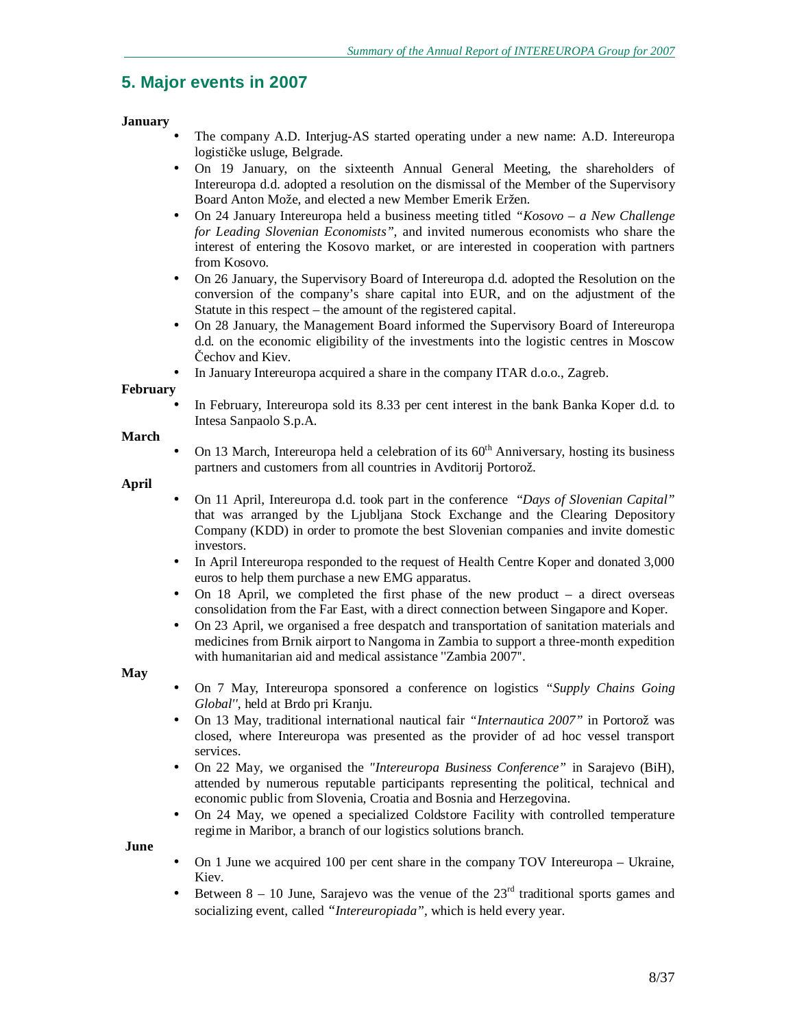## 5. Major events in 2007

**January**

- The company A.D. Interjug-AS started operating under a new name: A.D. Intereuropa logističke usluge, Belgrade.
- On 19 January, on the sixteenth Annual General Meeting, the shareholders of Intereuropa d.d. adopted a resolution on the dismissal of the Member of the Supervisory Board Anton Može, and elected a new Member Emerik Eržen.
- On 24 January Intereuropa held a business meeting titled *"Kosovo – a New Challenge for Leading Slovenian Economists"*, and invited numerous economists who share the interest of entering the Kosovo market, or are interested in cooperation with partners from Kosovo.
- On 26 January, the Supervisory Board of Intereuropa d.d. adopted the Resolution on the conversion of the company's share capital into EUR, and on the adjustment of the Statute in this respect – the amount of the registered capital.
- On 28 January, the Management Board informed the Supervisory Board of Intereuropa d.d. on the economic eligibility of the investments into the logistic centres in Moscow Čechov and Kiev.
- In January Intereuropa acquired a share in the company ITAR d.o.o., Zagreb.

**February**

- In February, Intereuropa sold its 8.33 per cent interest in the bank Banka Koper d.d. to Intesa Sanpaolo S.p.A.

**March**

- On 13 March, Intereuropa held a celebration of its 60th Anniversary, hosting its business partners and customers from all countries in Avditorij Portorož.

**April**

- On 11 April, Intereuropa d.d. took part in the conference *"Days of Slovenian Capital"* that was arranged by the Ljubljana Stock Exchange and the Clearing Depository Company (KDD) in order to promote the best Slovenian companies and invite domestic investors.
- In April Intereuropa responded to the request of Health Centre Koper and donated 3,000 euros to help them purchase a new EMG apparatus.
- On 18 April, we completed the first phase of the new product – a direct overseas consolidation from the Far East, with a direct connection between Singapore and Koper.
- On 23 April, we organised a free despatch and transportation of sanitation materials and medicines from Brnik airport to Nangoma in Zambia to support a three-month expedition with humanitarian aid and medical assistance "Zambia 2007".

**May**

- On 7 May, Intereuropa sponsored a conference on logistics *"Supply Chains Going Global"*, held at Brdo pri Kranju.
- On 13 May, traditional international nautical fair *"Internautica 2007"* in Portorož was closed, where Intereuropa was presented as the provider of ad hoc vessel transport services.
- On 22 May, we organised the *"Intereuropa Business Conference"* in Sarajevo (BiH), attended by numerous reputable participants representing the political, technical and economic public from Slovenia, Croatia and Bosnia and Herzegovina.
- On 24 May, we opened a specialized Coldstore Facility with controlled temperature regime in Maribor, a branch of our logistics solutions branch.

**June**

- On 1 June we acquired 100 per cent share in the company TOV Intereuropa – Ukraine, Kiev.
- Between 8 – 10 June, Sarajevo was the venue of the 23rd traditional sports games and socializing event, called *"Intereuropiada"*, which is held every year.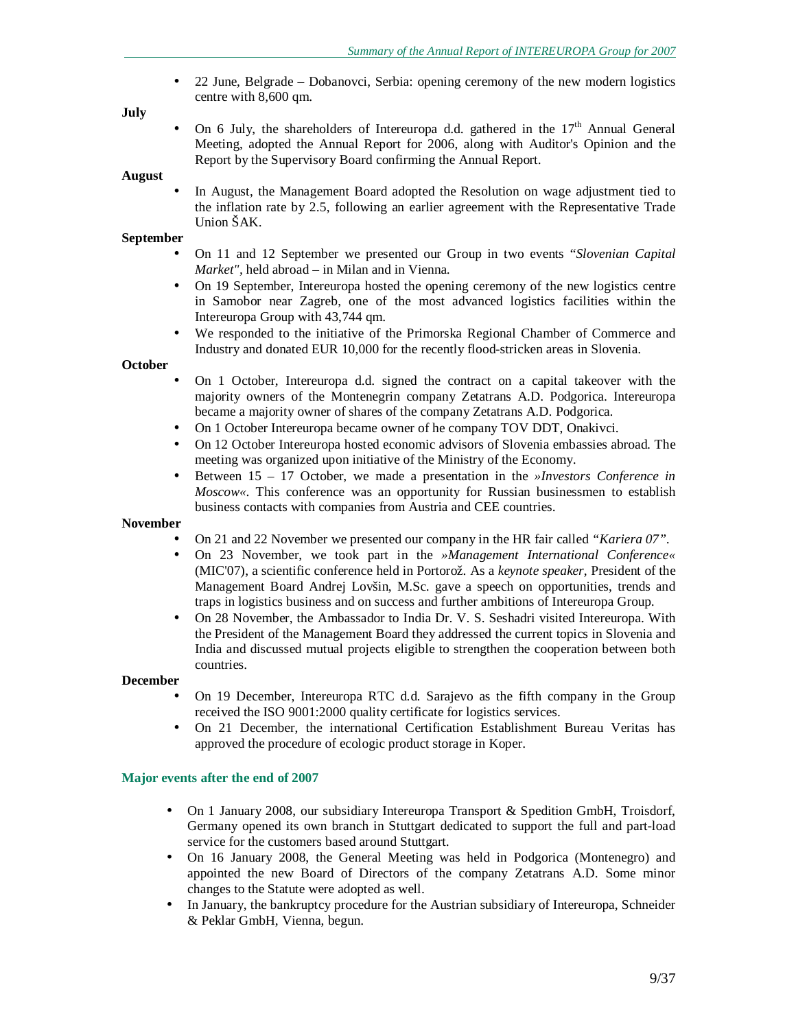- 22 June, Belgrade – Dobanovci, Serbia: opening ceremony of the new modern logistics centre with 8,600 qm.

**July**

- On 6 July, the shareholders of Intereuropa d.d. gathered in the 17th Annual General Meeting, adopted the Annual Report for 2006, along with Auditor's Opinion and the Report by the Supervisory Board confirming the Annual Report.

**August**

- In August, the Management Board adopted the Resolution on wage adjustment tied to the inflation rate by 2.5, following an earlier agreement with the Representative Trade Union ŠAK.

**September**

- On 11 and 12 September we presented our Group in two events "*Slovenian Capital Market"*, held abroad – in Milan and in Vienna.
- On 19 September, Intereuropa hosted the opening ceremony of the new logistics centre in Samobor near Zagreb, one of the most advanced logistics facilities within the Intereuropa Group with 43,744 qm.
- We responded to the initiative of the Primorska Regional Chamber of Commerce and Industry and donated EUR 10,000 for the recently flood-stricken areas in Slovenia.

**October**

- On 1 October, Intereuropa d.d. signed the contract on a capital takeover with the majority owners of the Montenegrin company Zetatrans A.D. Podgorica. Intereuropa became a majority owner of shares of the company Zetatrans A.D. Podgorica.
- On 1 October Intereuropa became owner of he company TOV DDT, Onakivci.
- On 12 October Intereuropa hosted economic advisors of Slovenia embassies abroad. The meeting was organized upon initiative of the Ministry of the Economy.
- Between 15 – 17 October, we made a presentation in the *»Investors Conference in Moscow«*. This conference was an opportunity for Russian businessmen to establish business contacts with companies from Austria and CEE countries.

**November**

- On 21 and 22 November we presented our company in the HR fair called *"Kariera 07"*.
- On 23 November, we took part in the *»Management International Conference«* (MIC'07), a scientific conference held in Portorož. As a *keynote speaker*, President of the Management Board Andrej Lovšin, M.Sc. gave a speech on opportunities, trends and traps in logistics business and on success and further ambitions of Intereuropa Group.
- On 28 November, the Ambassador to India Dr. V. S. Seshadri visited Intereuropa. With the President of the Management Board they addressed the current topics in Slovenia and India and discussed mutual projects eligible to strengthen the cooperation between both countries.

**December**

- On 19 December, Intereuropa RTC d.d. Sarajevo as the fifth company in the Group received the ISO 9001:2000 quality certificate for logistics services.
- On 21 December, the international Certification Establishment Bureau Veritas has approved the procedure of ecologic product storage in Koper.

### Major events after the end of 2007

- On 1 January 2008, our subsidiary Intereuropa Transport & Spedition GmbH, Troisdorf, Germany opened its own branch in Stuttgart dedicated to support the full and part-load service for the customers based around Stuttgart.
- On 16 January 2008, the General Meeting was held in Podgorica (Montenegro) and appointed the new Board of Directors of the company Zetatrans A.D. Some minor changes to the Statute were adopted as well.
- In January, the bankruptcy procedure for the Austrian subsidiary of Intereuropa, Schneider & Peklar GmbH, Vienna, begun.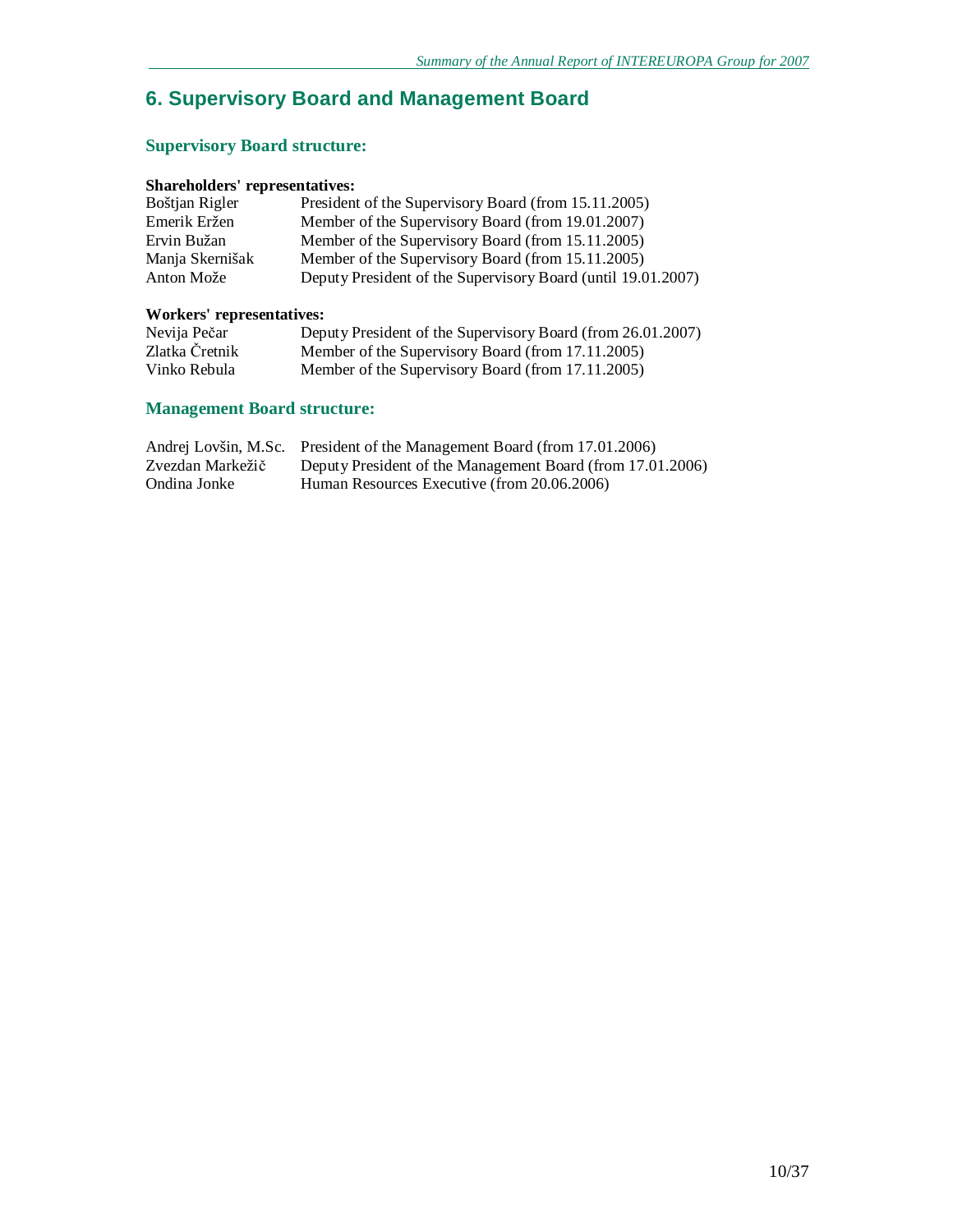## 6. Supervisory Board and Management Board

### Supervisory Board structure:

**Shareholders' representatives:**

| | |
|---|---|
| Boštjan Rigler | President of the Supervisory Board (from 15.11.2005) |
| Emerik Eržen | Member of the Supervisory Board (from 19.01.2007) |
| Ervin Bužan | Member of the Supervisory Board (from 15.11.2005) |
| Manja Skernišak | Member of the Supervisory Board (from 15.11.2005) |
| Anton Može | Deputy President of the Supervisory Board (until 19.01.2007) |

**Workers' representatives:**

| | |
|---|---|
| Nevija Pečar | Deputy President of the Supervisory Board (from 26.01.2007) |
| Zlatka Čretnik | Member of the Supervisory Board (from 17.11.2005) |
| Vinko Rebula | Member of the Supervisory Board (from 17.11.2005) |

### Management Board structure:

| | |
|---|---|
| Andrej Lovšin, M.Sc. | President of the Management Board (from 17.01.2006) |
| Zvezdan Markežič | Deputy President of the Management Board (from 17.01.2006) |
| Ondina Jonke | Human Resources Executive (from 20.06.2006) |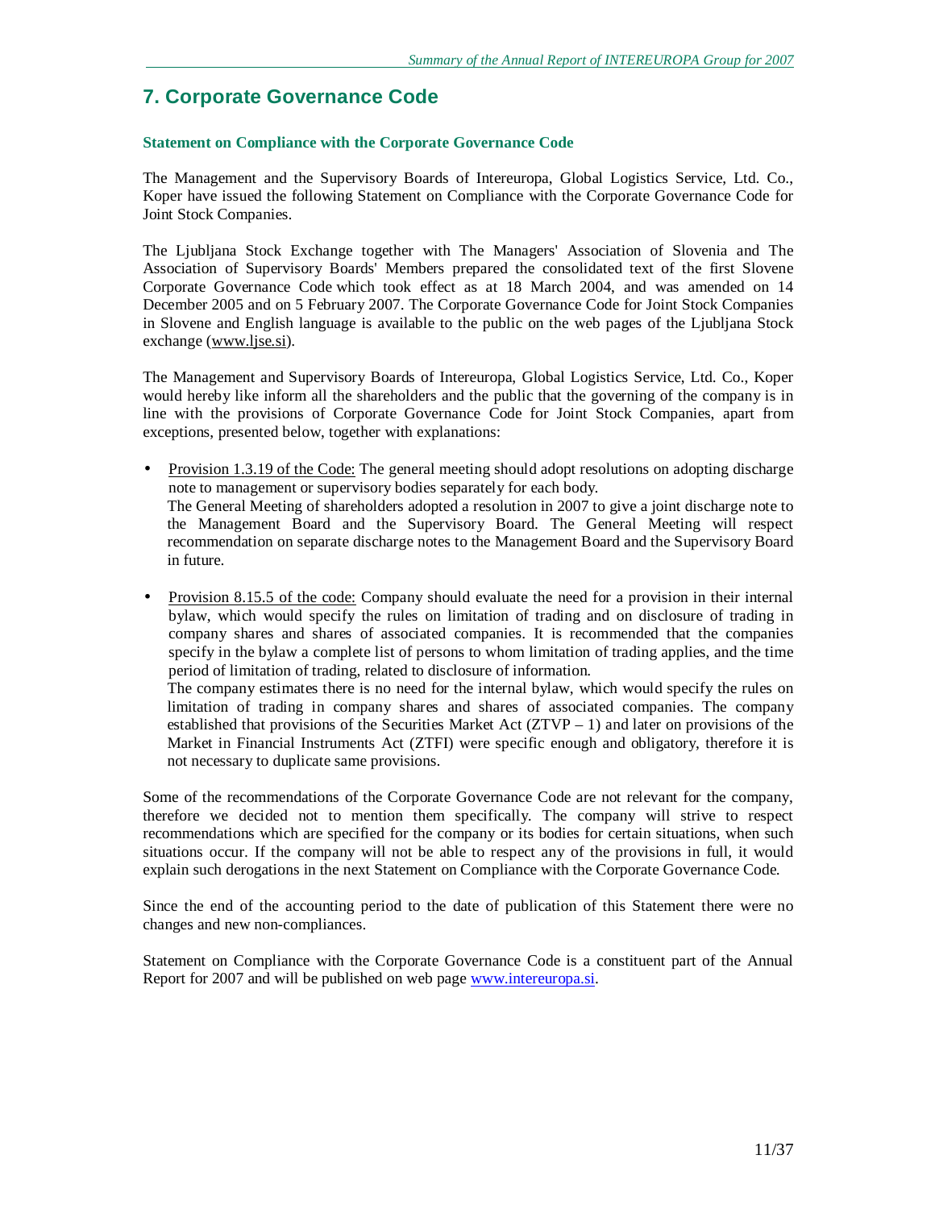# 7. Corporate Governance Code

### Statement on Compliance with the Corporate Governance Code

The Management and the Supervisory Boards of Intereuropa, Global Logistics Service, Ltd. Co., Koper have issued the following Statement on Compliance with the Corporate Governance Code for Joint Stock Companies.

The Ljubljana Stock Exchange together with The Managers' Association of Slovenia and The Association of Supervisory Boards' Members prepared the consolidated text of the first Slovene Corporate Governance Code which took effect as at 18 March 2004, and was amended on 14 December 2005 and on 5 February 2007. The Corporate Governance Code for Joint Stock Companies in Slovene and English language is available to the public on the web pages of the Ljubljana Stock exchange (www.ljse.si).

The Management and Supervisory Boards of Intereuropa, Global Logistics Service, Ltd. Co., Koper would hereby like inform all the shareholders and the public that the governing of the company is in line with the provisions of Corporate Governance Code for Joint Stock Companies, apart from exceptions, presented below, together with explanations:

- Provision 1.3.19 of the Code: The general meeting should adopt resolutions on adopting discharge note to management or supervisory bodies separately for each body.
  The General Meeting of shareholders adopted a resolution in 2007 to give a joint discharge note to the Management Board and the Supervisory Board. The General Meeting will respect recommendation on separate discharge notes to the Management Board and the Supervisory Board in future.

- Provision 8.15.5 of the code: Company should evaluate the need for a provision in their internal bylaw, which would specify the rules on limitation of trading and on disclosure of trading in company shares and shares of associated companies. It is recommended that the companies specify in the bylaw a complete list of persons to whom limitation of trading applies, and the time period of limitation of trading, related to disclosure of information.
  The company estimates there is no need for the internal bylaw, which would specify the rules on limitation of trading in company shares and shares of associated companies. The company established that provisions of the Securities Market Act (ZTVP – 1) and later on provisions of the Market in Financial Instruments Act (ZTFI) were specific enough and obligatory, therefore it is not necessary to duplicate same provisions.

Some of the recommendations of the Corporate Governance Code are not relevant for the company, therefore we decided not to mention them specifically. The company will strive to respect recommendations which are specified for the company or its bodies for certain situations, when such situations occur. If the company will not be able to respect any of the provisions in full, it would explain such derogations in the next Statement on Compliance with the Corporate Governance Code.

Since the end of the accounting period to the date of publication of this Statement there were no changes and new non-compliances.

Statement on Compliance with the Corporate Governance Code is a constituent part of the Annual Report for 2007 and will be published on web page www.intereuropa.si.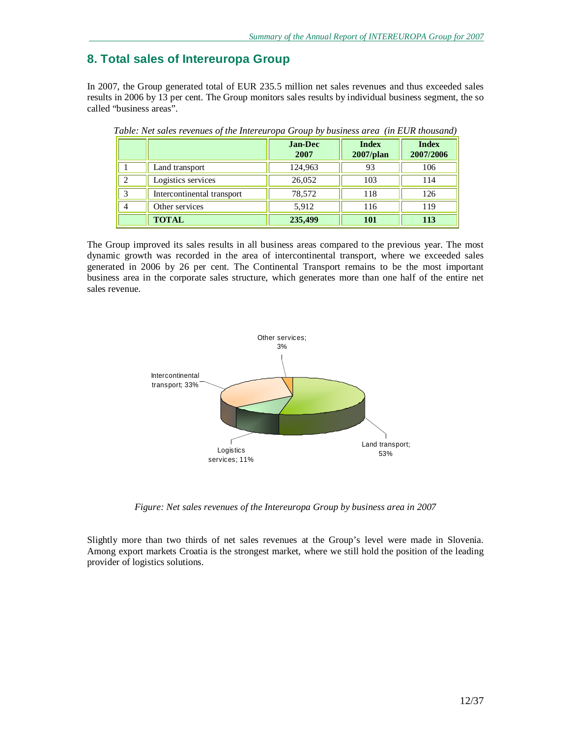## 8. Total sales of Intereuropa Group

In 2007, the Group generated total of EUR 235.5 million net sales revenues and thus exceeded sales results in 2006 by 13 per cent. The Group monitors sales results by individual business segment, the so called "business areas".

*Table: Net sales revenues of the Intereuropa Group by business area (in EUR thousand)*

| | | Jan-Dec 2007 | Index 2007/plan | Index 2007/2006 |
|---|---|---|---|---|
| 1 | Land transport | 124,963 | 93 | 106 |
| 2 | Logistics services | 26,052 | 103 | 114 |
| 3 | Intercontinental transport | 78,572 | 118 | 126 |
| 4 | Other services | 5,912 | 116 | 119 |
| | **TOTAL** | **235,499** | **101** | **113** |

The Group improved its sales results in all business areas compared to the previous year. The most dynamic growth was recorded in the area of intercontinental transport, where we exceeded sales generated in 2006 by 26 per cent. The Continental Transport remains to be the most important business area in the corporate sales structure, which generates more than one half of the entire net sales revenue.

Other services; 3%

Intercontinental transport; 33%

Logistics services; 11%

Land transport; 53%

*Figure: Net sales revenues of the Intereuropa Group by business area in 2007*

Slightly more than two thirds of net sales revenues at the Group's level were made in Slovenia. Among export markets Croatia is the strongest market, where we still hold the position of the leading provider of logistics solutions.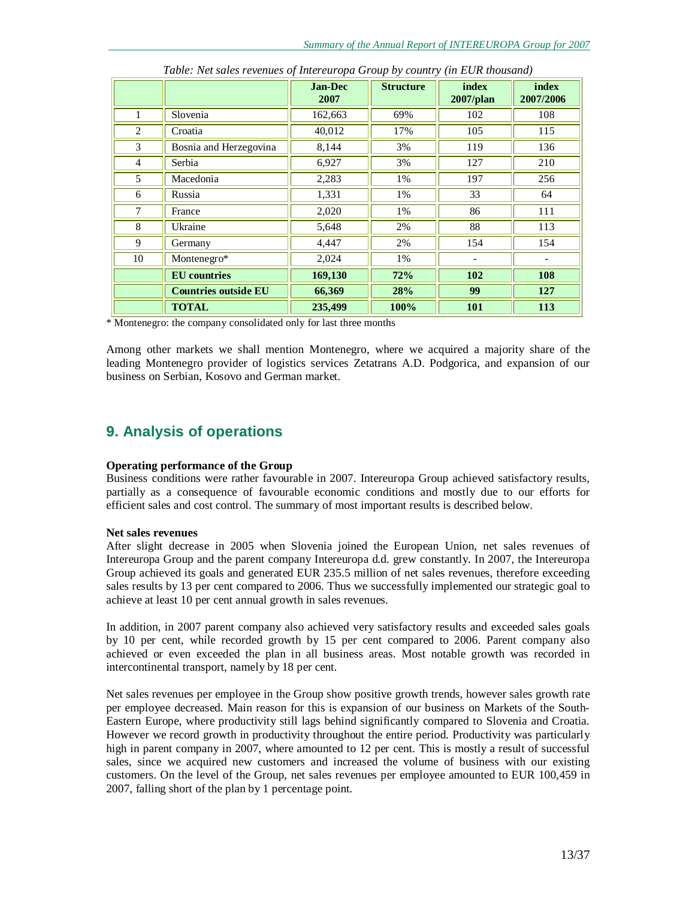*Table: Net sales revenues of Intereuropa Group by country (in EUR thousand)*

| | | Jan-Dec 2007 | Structure | index 2007/plan | index 2007/2006 |
|---|---|---|---|---|---|
| 1 | Slovenia | 162,663 | 69% | 102 | 108 |
| 2 | Croatia | 40,012 | 17% | 105 | 115 |
| 3 | Bosnia and Herzegovina | 8,144 | 3% | 119 | 136 |
| 4 | Serbia | 6,927 | 3% | 127 | 210 |
| 5 | Macedonia | 2,283 | 1% | 197 | 256 |
| 6 | Russia | 1,331 | 1% | 33 | 64 |
| 7 | France | 2,020 | 1% | 86 | 111 |
| 8 | Ukraine | 5,648 | 2% | 88 | 113 |
| 9 | Germany | 4,447 | 2% | 154 | 154 |
| 10 | Montenegro* | 2,024 | 1% | - | - |
| | **EU countries** | **169,130** | **72%** | **102** | **108** |
| | **Countries outside EU** | **66,369** | **28%** | **99** | **127** |
| | **TOTAL** | **235,499** | **100%** | **101** | **113** |

* Montenegro: the company consolidated only for last three months

Among other markets we shall mention Montenegro, where we acquired a majority share of the leading Montenegro provider of logistics services Zetatrans A.D. Podgorica, and expansion of our business on Serbian, Kosovo and German market.

## 9. Analysis of operations

**Operating performance of the Group**

Business conditions were rather favourable in 2007. Intereuropa Group achieved satisfactory results, partially as a consequence of favourable economic conditions and mostly due to our efforts for efficient sales and cost control. The summary of most important results is described below.

**Net sales revenues**

After slight decrease in 2005 when Slovenia joined the European Union, net sales revenues of Intereuropa Group and the parent company Intereuropa d.d. grew constantly. In 2007, the Intereuropa Group achieved its goals and generated EUR 235.5 million of net sales revenues, therefore exceeding sales results by 13 per cent compared to 2006. Thus we successfully implemented our strategic goal to achieve at least 10 per cent annual growth in sales revenues.

In addition, in 2007 parent company also achieved very satisfactory results and exceeded sales goals by 10 per cent, while recorded growth by 15 per cent compared to 2006. Parent company also achieved or even exceeded the plan in all business areas. Most notable growth was recorded in intercontinental transport, namely by 18 per cent.

Net sales revenues per employee in the Group show positive growth trends, however sales growth rate per employee decreased. Main reason for this is expansion of our business on Markets of the South-Eastern Europe, where productivity still lags behind significantly compared to Slovenia and Croatia. However we record growth in productivity throughout the entire period. Productivity was particularly high in parent company in 2007, where amounted to 12 per cent. This is mostly a result of successful sales, since we acquired new customers and increased the volume of business with our existing customers. On the level of the Group, net sales revenues per employee amounted to EUR 100,459 in 2007, falling short of the plan by 1 percentage point.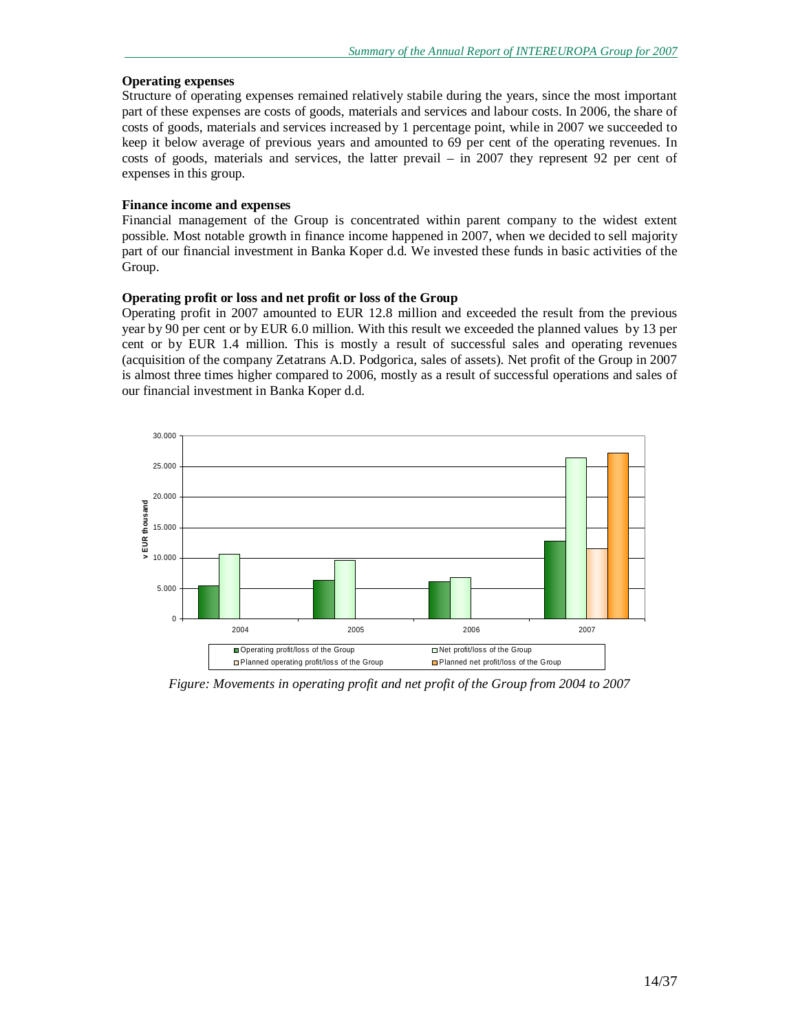### Operating expenses

Structure of operating expenses remained relatively stabile during the years, since the most important part of these expenses are costs of goods, materials and services and labour costs. In 2006, the share of costs of goods, materials and services increased by 1 percentage point, while in 2007 we succeeded to keep it below average of previous years and amounted to 69 per cent of the operating revenues. In costs of goods, materials and services, the latter prevail – in 2007 they represent 92 per cent of expenses in this group.

### Finance income and expenses

Financial management of the Group is concentrated within parent company to the widest extent possible. Most notable growth in finance income happened in 2007, when we decided to sell majority part of our financial investment in Banka Koper d.d. We invested these funds in basic activities of the Group.

### Operating profit or loss and net profit or loss of the Group

Operating profit in 2007 amounted to EUR 12.8 million and exceeded the result from the previous year by 90 per cent or by EUR 6.0 million. With this result we exceeded the planned values by 13 per cent or by EUR 1.4 million. This is mostly a result of successful sales and operating revenues (acquisition of the company Zetatrans A.D. Podgorica, sales of assets). Net profit of the Group in 2007 is almost three times higher compared to 2006, mostly as a result of successful operations and sales of our financial investment in Banka Koper d.d.

*Figure: Movements in operating profit and net profit of the Group from 2004 to 2007*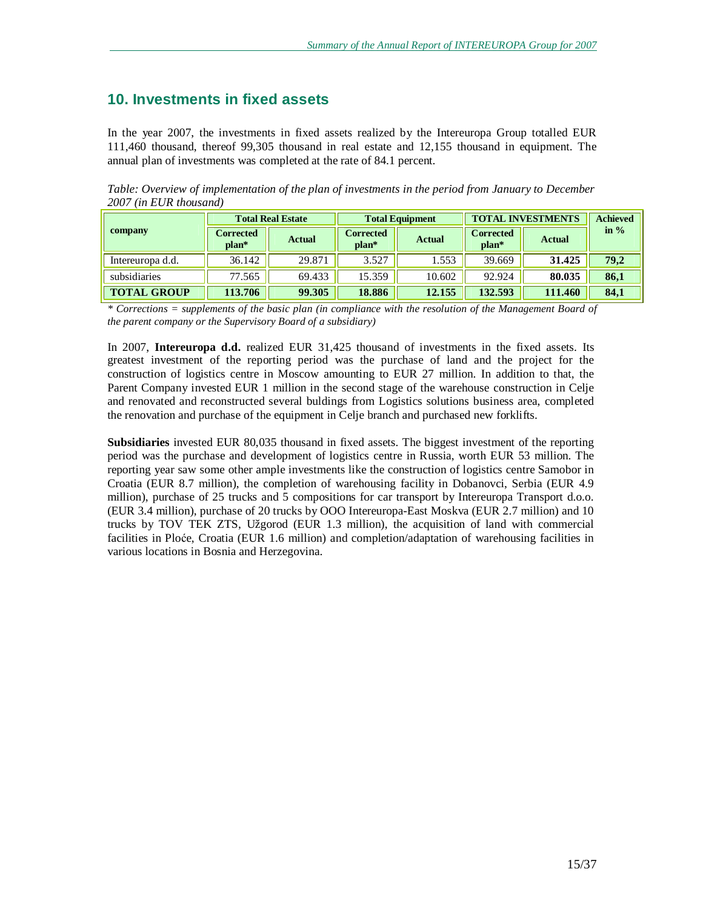## 10. Investments in fixed assets

In the year 2007, the investments in fixed assets realized by the Intereuropa Group totalled EUR 111,460 thousand, thereof 99,305 thousand in real estate and 12,155 thousand in equipment. The annual plan of investments was completed at the rate of 84.1 percent.

*Table: Overview of implementation of the plan of investments in the period from January to December 2007 (in EUR thousand)*

| company | Total Real Estate | | Total Equipment | | TOTAL INVESTMENTS | | Achieved in % |
|---|---|---|---|---|---|---|---|
| | Corrected plan* | Actual | Corrected plan* | Actual | Corrected plan* | Actual | |
| Intereuropa d.d. | 36.142 | 29.871 | 3.527 | 1.553 | 39.669 | **31.425** | **79,2** |
| subsidiaries | 77.565 | 69.433 | 15.359 | 10.602 | 92.924 | **80.035** | **86,1** |
| **TOTAL GROUP** | **113.706** | **99.305** | **18.886** | **12.155** | **132.593** | **111.460** | **84,1** |

*\* Corrections = supplements of the basic plan (in compliance with the resolution of the Management Board of the parent company or the Supervisory Board of a subsidiary)*

In 2007, **Intereuropa d.d.** realized EUR 31,425 thousand of investments in the fixed assets. Its greatest investment of the reporting period was the purchase of land and the project for the construction of logistics centre in Moscow amounting to EUR 27 million. In addition to that, the Parent Company invested EUR 1 million in the second stage of the warehouse construction in Celje and renovated and reconstructed several buldings from Logistics solutions business area, completed the renovation and purchase of the equipment in Celje branch and purchased new forklifts.

**Subsidiaries** invested EUR 80,035 thousand in fixed assets. The biggest investment of the reporting period was the purchase and development of logistics centre in Russia, worth EUR 53 million. The reporting year saw some other ample investments like the construction of logistics centre Samobor in Croatia (EUR 8.7 million), the completion of warehousing facility in Dobanovci, Serbia (EUR 4.9 million), purchase of 25 trucks and 5 compositions for car transport by Intereuropa Transport d.o.o. (EUR 3.4 million), purchase of 20 trucks by OOO Intereuropa-East Moskva (EUR 2.7 million) and 10 trucks by TOV TEK ZTS, Užgorod (EUR 1.3 million), the acquisition of land with commercial facilities in Ploće, Croatia (EUR 1.6 million) and completion/adaptation of warehousing facilities in various locations in Bosnia and Herzegovina.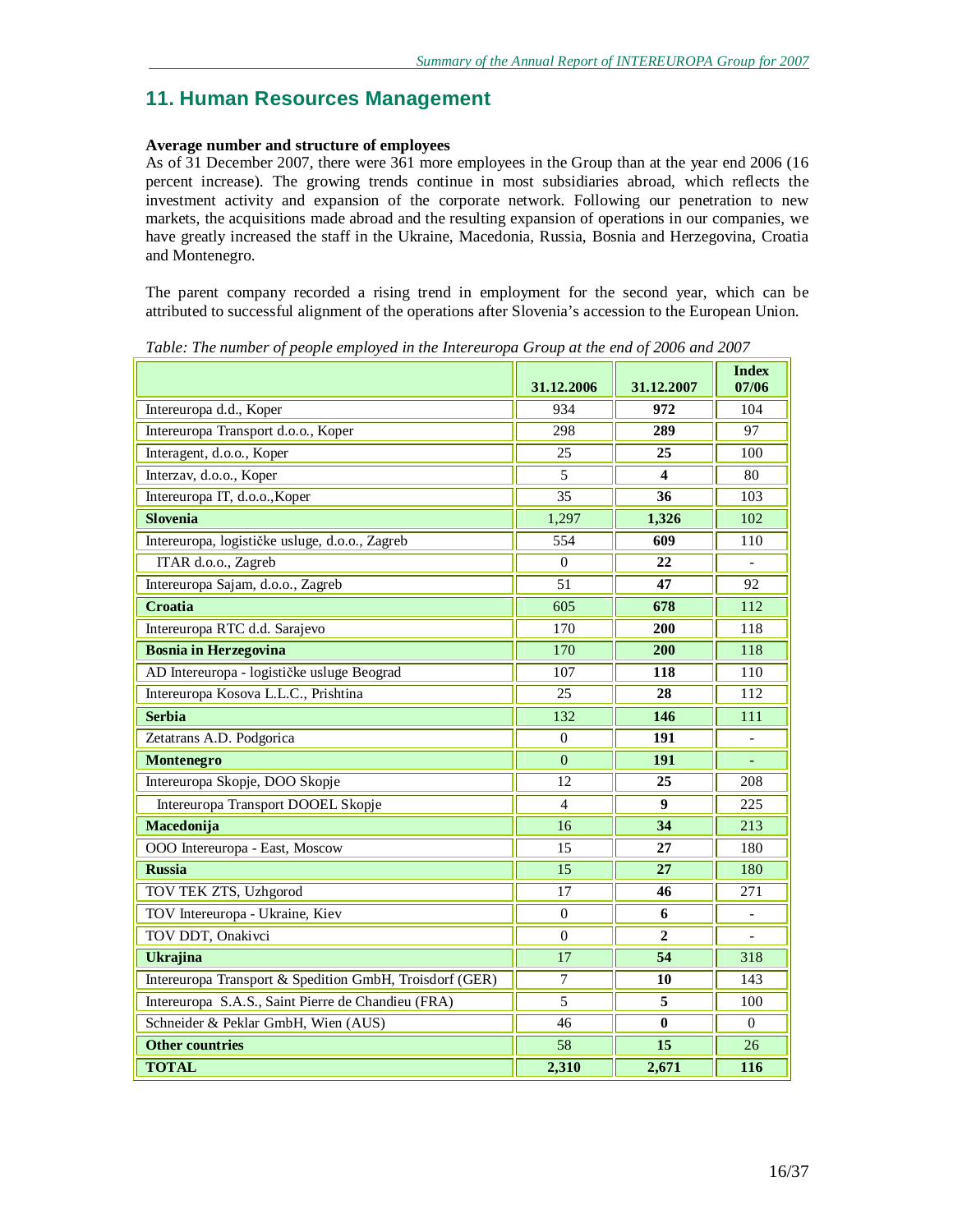## 11. Human Resources Management

**Average number and structure of employees**

As of 31 December 2007, there were 361 more employees in the Group than at the year end 2006 (16 percent increase). The growing trends continue in most subsidiaries abroad, which reflects the investment activity and expansion of the corporate network. Following our penetration to new markets, the acquisitions made abroad and the resulting expansion of operations in our companies, we have greatly increased the staff in the Ukraine, Macedonia, Russia, Bosnia and Herzegovina, Croatia and Montenegro.

The parent company recorded a rising trend in employment for the second year, which can be attributed to successful alignment of the operations after Slovenia's accession to the European Union.

*Table: The number of people employed in the Intereuropa Group at the end of 2006 and 2007*

| | 31.12.2006 | 31.12.2007 | Index 07/06 |
|---|---|---|---|
| Intereuropa d.d., Koper | 934 | **972** | 104 |
| Intereuropa Transport d.o.o., Koper | 298 | **289** | 97 |
| Interagent, d.o.o., Koper | 25 | **25** | 100 |
| Interzav, d.o.o., Koper | 5 | **4** | 80 |
| Intereuropa IT, d.o.o.,Koper | 35 | **36** | 103 |
| **Slovenia** | 1,297 | **1,326** | 102 |
| Intereuropa, logističke usluge, d.o.o., Zagreb | 554 | **609** | 110 |
| ITAR d.o.o., Zagreb | 0 | **22** | - |
| Intereuropa Sajam, d.o.o., Zagreb | 51 | **47** | 92 |
| **Croatia** | 605 | **678** | 112 |
| Intereuropa RTC d.d. Sarajevo | 170 | **200** | 118 |
| **Bosnia in Herzegovina** | 170 | **200** | 118 |
| AD Intereuropa - logističke usluge Beograd | 107 | **118** | 110 |
| Intereuropa Kosova L.L.C., Prishtina | 25 | **28** | 112 |
| **Serbia** | 132 | **146** | 111 |
| Zetatrans A.D. Podgorica | 0 | **191** | - |
| **Montenegro** | 0 | **191** | - |
| Intereuropa Skopje, DOO Skopje | 12 | **25** | 208 |
| Intereuropa Transport DOOEL Skopje | 4 | **9** | 225 |
| **Macedonija** | 16 | **34** | 213 |
| OOO Intereuropa - East, Moscow | 15 | **27** | 180 |
| **Russia** | 15 | **27** | 180 |
| TOV TEK ZTS, Uzhgorod | 17 | **46** | 271 |
| TOV Intereuropa - Ukraine, Kiev | 0 | **6** | - |
| TOV DDT, Onakivci | 0 | **2** | - |
| **Ukrajina** | 17 | **54** | 318 |
| Intereuropa Transport & Spedition GmbH, Troisdorf (GER) | 7 | **10** | 143 |
| Intereuropa S.A.S., Saint Pierre de Chandieu (FRA) | 5 | **5** | 100 |
| Schneider & Peklar GmbH, Wien (AUS) | 46 | **0** | 0 |
| **Other countries** | 58 | **15** | 26 |
| **TOTAL** | **2,310** | **2,671** | **116** |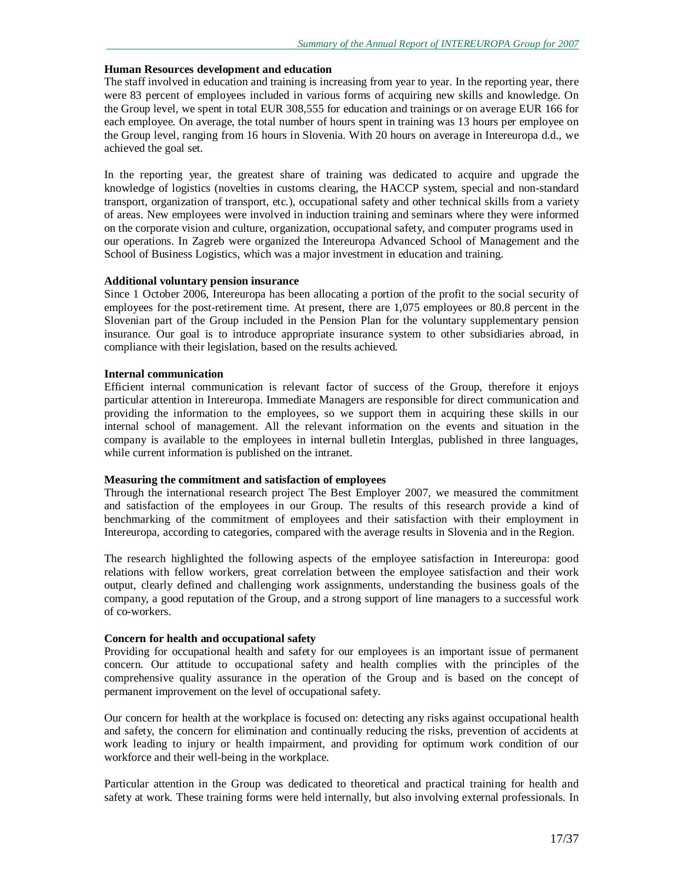**Human Resources development and education**

The staff involved in education and training is increasing from year to year. In the reporting year, there were 83 percent of employees included in various forms of acquiring new skills and knowledge. On the Group level, we spent in total EUR 308,555 for education and trainings or on average EUR 166 for each employee. On average, the total number of hours spent in training was 13 hours per employee on the Group level, ranging from 16 hours in Slovenia. With 20 hours on average in Intereuropa d.d., we achieved the goal set.

In the reporting year, the greatest share of training was dedicated to acquire and upgrade the knowledge of logistics (novelties in customs clearing, the HACCP system, special and non-standard transport, organization of transport, etc.), occupational safety and other technical skills from a variety of areas. New employees were involved in induction training and seminars where they were informed on the corporate vision and culture, organization, occupational safety, and computer programs used in our operations. In Zagreb were organized the Intereuropa Advanced School of Management and the School of Business Logistics, which was a major investment in education and training.

**Additional voluntary pension insurance**

Since 1 October 2006, Intereuropa has been allocating a portion of the profit to the social security of employees for the post-retirement time. At present, there are 1,075 employees or 80.8 percent in the Slovenian part of the Group included in the Pension Plan for the voluntary supplementary pension insurance. Our goal is to introduce appropriate insurance system to other subsidiaries abroad, in compliance with their legislation, based on the results achieved.

**Internal communication**

Efficient internal communication is relevant factor of success of the Group, therefore it enjoys particular attention in Intereuropa. Immediate Managers are responsible for direct communication and providing the information to the employees, so we support them in acquiring these skills in our internal school of management. All the relevant information on the events and situation in the company is available to the employees in internal bulletin Interglas, published in three languages, while current information is published on the intranet.

**Measuring the commitment and satisfaction of employees**

Through the international research project The Best Employer 2007, we measured the commitment and satisfaction of the employees in our Group. The results of this research provide a kind of benchmarking of the commitment of employees and their satisfaction with their employment in Intereuropa, according to categories, compared with the average results in Slovenia and in the Region.

The research highlighted the following aspects of the employee satisfaction in Intereuropa: good relations with fellow workers, great correlation between the employee satisfaction and their work output, clearly defined and challenging work assignments, understanding the business goals of the company, a good reputation of the Group, and a strong support of line managers to a successful work of co-workers.

**Concern for health and occupational safety**

Providing for occupational health and safety for our employees is an important issue of permanent concern. Our attitude to occupational safety and health complies with the principles of the comprehensive quality assurance in the operation of the Group and is based on the concept of permanent improvement on the level of occupational safety.

Our concern for health at the workplace is focused on: detecting any risks against occupational health and safety, the concern for elimination and continually reducing the risks, prevention of accidents at work leading to injury or health impairment, and providing for optimum work condition of our workforce and their well-being in the workplace.

Particular attention in the Group was dedicated to theoretical and practical training for health and safety at work. These training forms were held internally, but also involving external professionals. In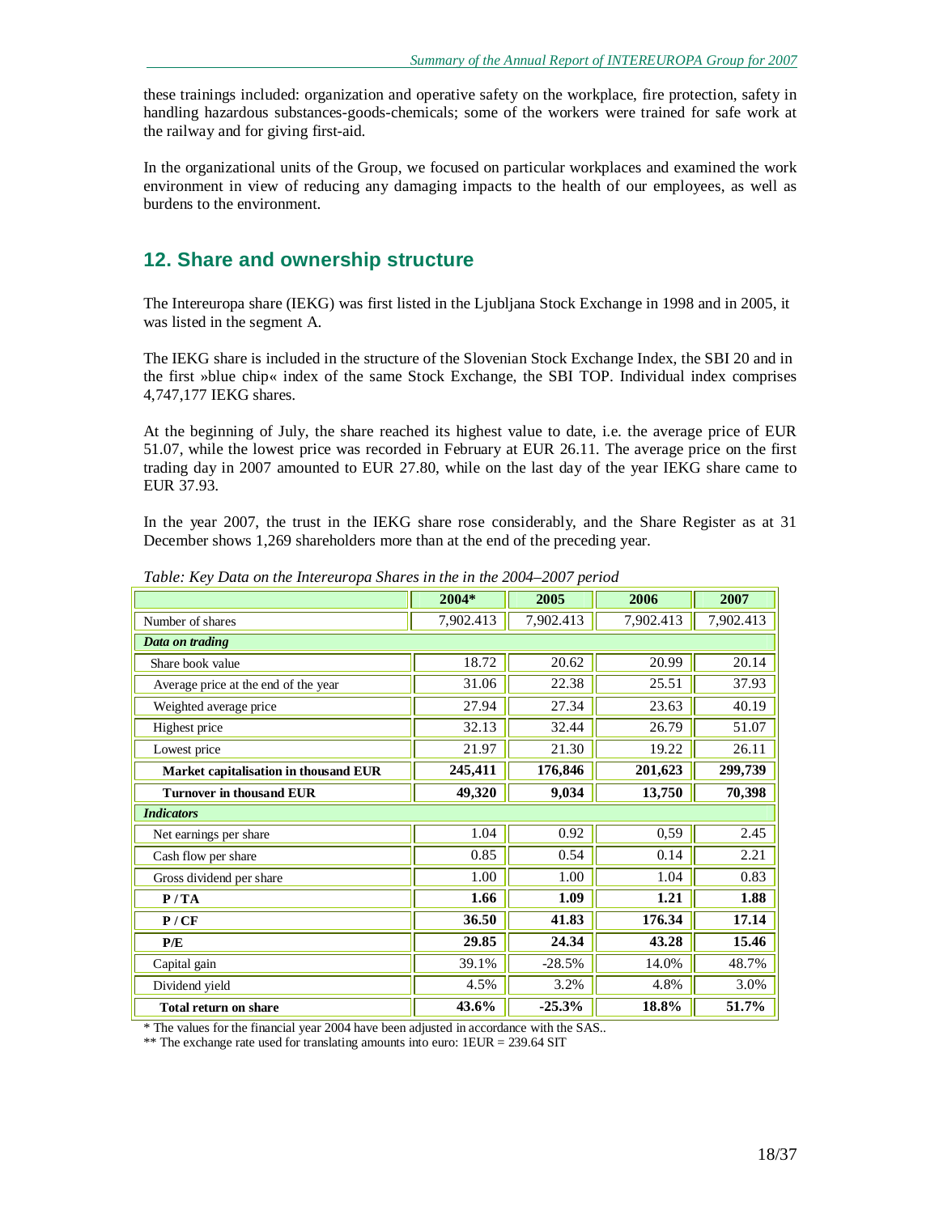these trainings included: organization and operative safety on the workplace, fire protection, safety in handling hazardous substances-goods-chemicals; some of the workers were trained for safe work at the railway and for giving first-aid.

In the organizational units of the Group, we focused on particular workplaces and examined the work environment in view of reducing any damaging impacts to the health of our employees, as well as burdens to the environment.

## 12. Share and ownership structure

The Intereuropa share (IEKG) was first listed in the Ljubljana Stock Exchange in 1998 and in 2005, it was listed in the segment A.

The IEKG share is included in the structure of the Slovenian Stock Exchange Index, the SBI 20 and in the first »blue chip« index of the same Stock Exchange, the SBI TOP. Individual index comprises 4,747,177 IEKG shares.

At the beginning of July, the share reached its highest value to date, i.e. the average price of EUR 51.07, while the lowest price was recorded in February at EUR 26.11. The average price on the first trading day in 2007 amounted to EUR 27.80, while on the last day of the year IEKG share came to EUR 37.93.

In the year 2007, the trust in the IEKG share rose considerably, and the Share Register as at 31 December shows 1,269 shareholders more than at the end of the preceding year.

*Table: Key Data on the Intereuropa Shares in the in the 2004–2007 period*

| | 2004* | 2005 | 2006 | 2007 |
|---|---|---|---|---|
| Number of shares | 7,902.413 | 7,902.413 | 7,902.413 | 7,902.413 |
| ***Data on trading*** | | | | |
| Share book value | 18.72 | 20.62 | 20.99 | 20.14 |
| Average price at the end of the year | 31.06 | 22.38 | 25.51 | 37.93 |
| Weighted average price | 27.94 | 27.34 | 23.63 | 40.19 |
| Highest price | 32.13 | 32.44 | 26.79 | 51.07 |
| Lowest price | 21.97 | 21.30 | 19.22 | 26.11 |
| **Market capitalisation in thousand EUR** | **245,411** | **176,846** | **201,623** | **299,739** |
| **Turnover in thousand EUR** | **49,320** | **9,034** | **13,750** | **70,398** |
| ***Indicators*** | | | | |
| Net earnings per share | 1.04 | 0.92 | 0,59 | 2.45 |
| Cash flow per share | 0.85 | 0.54 | 0.14 | 2.21 |
| Gross dividend per share | 1.00 | 1.00 | 1.04 | 0.83 |
| **P / TA** | **1.66** | **1.09** | **1.21** | **1.88** |
| **P / CF** | **36.50** | **41.83** | **176.34** | **17.14** |
| **P/E** | **29.85** | **24.34** | **43.28** | **15.46** |
| Capital gain | 39.1% | -28.5% | 14.0% | 48.7% |
| Dividend yield | 4.5% | 3.2% | 4.8% | 3.0% |
| **Total return on share** | **43.6%** | **-25.3%** | **18.8%** | **51.7%** |

\* The values for the financial year 2004 have been adjusted in accordance with the SAS..

\*\* The exchange rate used for translating amounts into euro: 1EUR = 239.64 SIT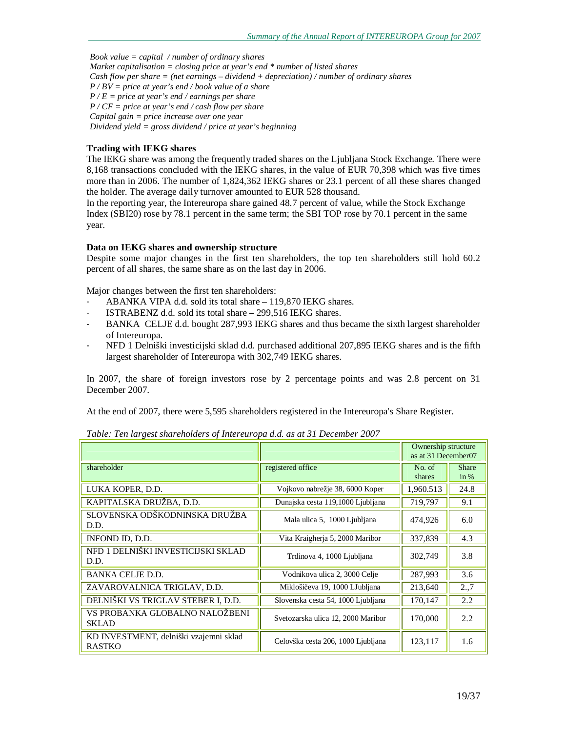*Book value = capital / number of ordinary shares*
*Market capitalisation = closing price at year's end * number of listed shares*
*Cash flow per share = (net earnings – dividend + depreciation) / number of ordinary shares*
*P / BV = price at year's end / book value of a share*
*P / E = price at year's end / earnings per share*
*P / CF = price at year's end / cash flow per share*
*Capital gain = price increase over one year*
*Dividend yield = gross dividend / price at year's beginning*

**Trading with IEKG shares**

The IEKG share was among the frequently traded shares on the Ljubljana Stock Exchange. There were 8,168 transactions concluded with the IEKG shares, in the value of EUR 70,398 which was five times more than in 2006. The number of 1,824,362 IEKG shares or 23.1 percent of all these shares changed the holder. The average daily turnover amounted to EUR 528 thousand.

In the reporting year, the Intereuropa share gained 48.7 percent of value, while the Stock Exchange Index (SBI20) rose by 78.1 percent in the same term; the SBI TOP rose by 70.1 percent in the same year.

**Data on IEKG shares and ownership structure**

Despite some major changes in the first ten shareholders, the top ten shareholders still hold 60.2 percent of all shares, the same share as on the last day in 2006.

Major changes between the first ten shareholders:

- ABANKA VIPA d.d. sold its total share – 119,870 IEKG shares.
- ISTRABENZ d.d. sold its total share – 299,516 IEKG shares.
- BANKA CELJE d.d. bought 287,993 IEKG shares and thus became the sixth largest shareholder of Intereuropa.
- NFD 1 Delniški investicijski sklad d.d. purchased additional 207,895 IEKG shares and is the fifth largest shareholder of Intereuropa with 302,749 IEKG shares.

In 2007, the share of foreign investors rose by 2 percentage points and was 2.8 percent on 31 December 2007.

At the end of 2007, there were 5,595 shareholders registered in the Intereuropa's Share Register.

*Table: Ten largest shareholders of Intereuropa d.d. as at 31 December 2007*

| | | Ownership structure as at 31 December07 | |
|---|---|---|---|
| shareholder | registered office | No. of shares | Share in % |
| LUKA KOPER, D.D. | Vojkovo nabrežje 38, 6000 Koper | 1,960.513 | 24.8 |
| KAPITALSKA DRUŽBA, D.D. | Dunajska cesta 119,1000 Ljubljana | 719,797 | 9.1 |
| SLOVENSKA ODŠKODNINSKA DRUŽBA D.D. | Mala ulica 5, 1000 Ljubljana | 474,926 | 6.0 |
| INFOND ID, D.D. | Vita Kraigherja 5, 2000 Maribor | 337,839 | 4.3 |
| NFD 1 DELNIŠKI INVESTICIJSKI SKLAD D.D. | Trdinova 4, 1000 Ljubljana | 302,749 | 3.8 |
| BANKA CELJE D.D. | Vodnikova ulica 2, 3000 Celje | 287,993 | 3.6 |
| ZAVAROVALNICA TRIGLAV, D.D. | Miklošičeva 19, 1000 LJubljana | 213,640 | 2.,7 |
| DELNIŠKI VS TRIGLAV STEBER I, D.D. | Slovenska cesta 54, 1000 Ljubljana | 170,147 | 2.2 |
| VS PROBANKA GLOBALNO NALOŽBENI SKLAD | Svetozarska ulica 12, 2000 Maribor | 170,000 | 2.2 |
| KD INVESTMENT, delniški vzajemni sklad RASTKO | Celovška cesta 206, 1000 Ljubljana | 123,117 | 1.6 |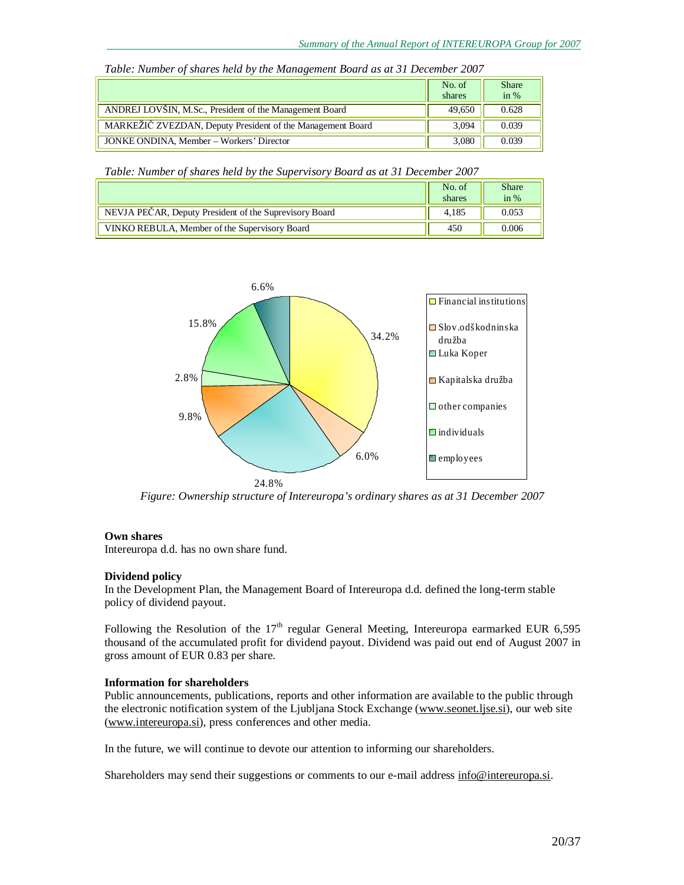*Table: Number of shares held by the Management Board as at 31 December 2007*

| | No. of shares | Share in % |
|---|---|---|
| ANDREJ LOVŠIN, M.Sc., President of the Management Board | 49,650 | 0.628 |
| MARKEŽIČ ZVEZDAN, Deputy President of the Management Board | 3,094 | 0.039 |
| JONKE ONDINA, Member – Workers' Director | 3,080 | 0.039 |

*Table: Number of shares held by the Supervisory Board as at 31 December 2007*

| | No. of shares | Share in % |
|---|---|---|
| NEVJA PEČAR, Deputy President of the Suprevisory Board | 4,185 | 0.053 |
| VINKO REBULA, Member of the Supervisory Board | 450 | 0.006 |

| Shareholder | Share |
|---|---|
| Financial institutions | 34.2% |
| Slov.odškodninska družba | 6.0% |
| Luka Koper | 24.8% |
| Kapitalska družba | 9.8% |
| other companies | 2.8% |
| individuals | 15.8% |
| employees | 6.6% |

*Figure: Ownership structure of Intereuropa's ordinary shares as at 31 December 2007*

**Own shares**
Intereuropa d.d. has no own share fund.

**Dividend policy**
In the Development Plan, the Management Board of Intereuropa d.d. defined the long-term stable policy of dividend payout.

Following the Resolution of the 17th regular General Meeting, Intereuropa earmarked EUR 6,595 thousand of the accumulated profit for dividend payout. Dividend was paid out end of August 2007 in gross amount of EUR 0.83 per share.

**Information for shareholders**
Public announcements, publications, reports and other information are available to the public through the electronic notification system of the Ljubljana Stock Exchange (www.seonet.ljse.si), our web site (www.intereuropa.si), press conferences and other media.

In the future, we will continue to devote our attention to informing our shareholders.

Shareholders may send their suggestions or comments to our e-mail address info@intereuropa.si.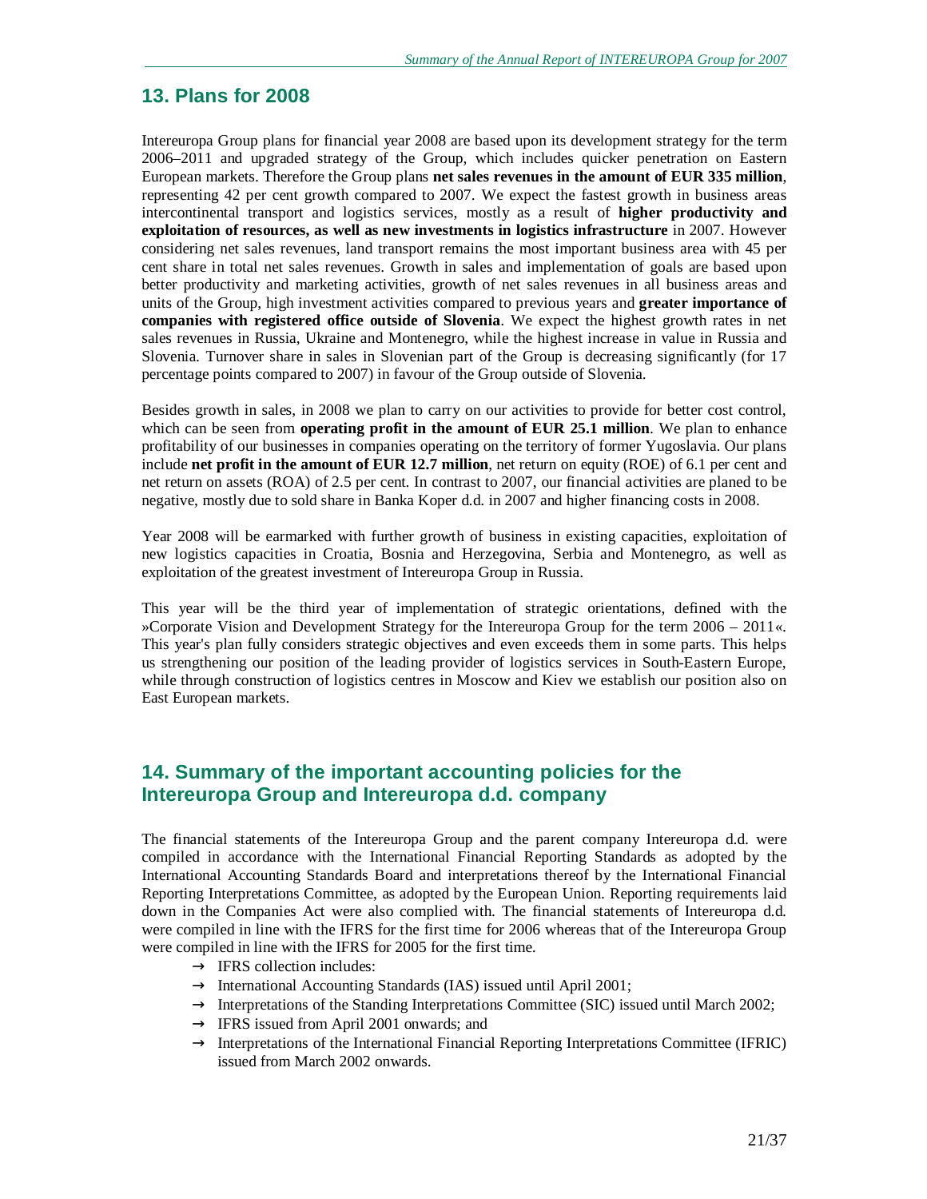## 13. Plans for 2008

Intereuropa Group plans for financial year 2008 are based upon its development strategy for the term 2006–2011 and upgraded strategy of the Group, which includes quicker penetration on Eastern European markets. Therefore the Group plans **net sales revenues in the amount of EUR 335 million**, representing 42 per cent growth compared to 2007. We expect the fastest growth in business areas intercontinental transport and logistics services, mostly as a result of **higher productivity and exploitation of resources, as well as new investments in logistics infrastructure** in 2007. However considering net sales revenues, land transport remains the most important business area with 45 per cent share in total net sales revenues. Growth in sales and implementation of goals are based upon better productivity and marketing activities, growth of net sales revenues in all business areas and units of the Group, high investment activities compared to previous years and **greater importance of companies with registered office outside of Slovenia**. We expect the highest growth rates in net sales revenues in Russia, Ukraine and Montenegro, while the highest increase in value in Russia and Slovenia. Turnover share in sales in Slovenian part of the Group is decreasing significantly (for 17 percentage points compared to 2007) in favour of the Group outside of Slovenia.

Besides growth in sales, in 2008 we plan to carry on our activities to provide for better cost control, which can be seen from **operating profit in the amount of EUR 25.1 million**. We plan to enhance profitability of our businesses in companies operating on the territory of former Yugoslavia. Our plans include **net profit in the amount of EUR 12.7 million**, net return on equity (ROE) of 6.1 per cent and net return on assets (ROA) of 2.5 per cent. In contrast to 2007, our financial activities are planed to be negative, mostly due to sold share in Banka Koper d.d. in 2007 and higher financing costs in 2008.

Year 2008 will be earmarked with further growth of business in existing capacities, exploitation of new logistics capacities in Croatia, Bosnia and Herzegovina, Serbia and Montenegro, as well as exploitation of the greatest investment of Intereuropa Group in Russia.

This year will be the third year of implementation of strategic orientations, defined with the »Corporate Vision and Development Strategy for the Intereuropa Group for the term 2006 – 2011«. This year's plan fully considers strategic objectives and even exceeds them in some parts. This helps us strengthening our position of the leading provider of logistics services in South-Eastern Europe, while through construction of logistics centres in Moscow and Kiev we establish our position also on East European markets.

## 14. Summary of the important accounting policies for the Intereuropa Group and Intereuropa d.d. company

The financial statements of the Intereuropa Group and the parent company Intereuropa d.d. were compiled in accordance with the International Financial Reporting Standards as adopted by the International Accounting Standards Board and interpretations thereof by the International Financial Reporting Interpretations Committee, as adopted by the European Union. Reporting requirements laid down in the Companies Act were also complied with. The financial statements of Intereuropa d.d. were compiled in line with the IFRS for the first time for 2006 whereas that of the Intereuropa Group were compiled in line with the IFRS for 2005 for the first time.

- IFRS collection includes:
- International Accounting Standards (IAS) issued until April 2001;
- Interpretations of the Standing Interpretations Committee (SIC) issued until March 2002;
- IFRS issued from April 2001 onwards; and
- Interpretations of the International Financial Reporting Interpretations Committee (IFRIC) issued from March 2002 onwards.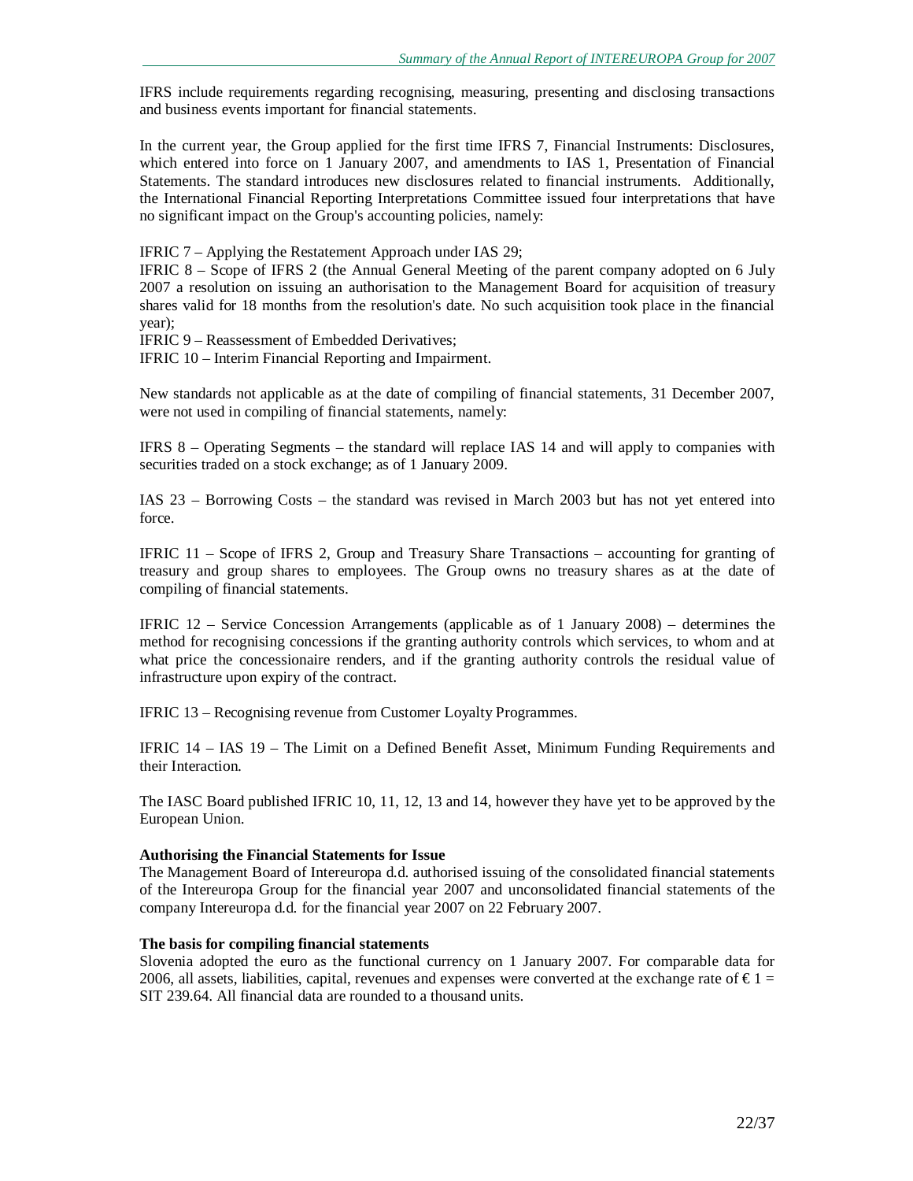IFRS include requirements regarding recognising, measuring, presenting and disclosing transactions and business events important for financial statements.

In the current year, the Group applied for the first time IFRS 7, Financial Instruments: Disclosures, which entered into force on 1 January 2007, and amendments to IAS 1, Presentation of Financial Statements. The standard introduces new disclosures related to financial instruments. Additionally, the International Financial Reporting Interpretations Committee issued four interpretations that have no significant impact on the Group's accounting policies, namely:

IFRIC 7 – Applying the Restatement Approach under IAS 29;
IFRIC 8 – Scope of IFRS 2 (the Annual General Meeting of the parent company adopted on 6 July 2007 a resolution on issuing an authorisation to the Management Board for acquisition of treasury shares valid for 18 months from the resolution's date. No such acquisition took place in the financial year);
IFRIC 9 – Reassessment of Embedded Derivatives;
IFRIC 10 – Interim Financial Reporting and Impairment.

New standards not applicable as at the date of compiling of financial statements, 31 December 2007, were not used in compiling of financial statements, namely:

IFRS 8 – Operating Segments – the standard will replace IAS 14 and will apply to companies with securities traded on a stock exchange; as of 1 January 2009.

IAS 23 – Borrowing Costs – the standard was revised in March 2003 but has not yet entered into force.

IFRIC 11 – Scope of IFRS 2, Group and Treasury Share Transactions – accounting for granting of treasury and group shares to employees. The Group owns no treasury shares as at the date of compiling of financial statements.

IFRIC 12 – Service Concession Arrangements (applicable as of 1 January 2008) – determines the method for recognising concessions if the granting authority controls which services, to whom and at what price the concessionaire renders, and if the granting authority controls the residual value of infrastructure upon expiry of the contract.

IFRIC 13 – Recognising revenue from Customer Loyalty Programmes.

IFRIC 14 – IAS 19 – The Limit on a Defined Benefit Asset, Minimum Funding Requirements and their Interaction.

The IASC Board published IFRIC 10, 11, 12, 13 and 14, however they have yet to be approved by the European Union.

**Authorising the Financial Statements for Issue**
The Management Board of Intereuropa d.d. authorised issuing of the consolidated financial statements of the Intereuropa Group for the financial year 2007 and unconsolidated financial statements of the company Intereuropa d.d. for the financial year 2007 on 22 February 2007.

**The basis for compiling financial statements**
Slovenia adopted the euro as the functional currency on 1 January 2007. For comparable data for 2006, all assets, liabilities, capital, revenues and expenses were converted at the exchange rate of € 1 = SIT 239.64. All financial data are rounded to a thousand units.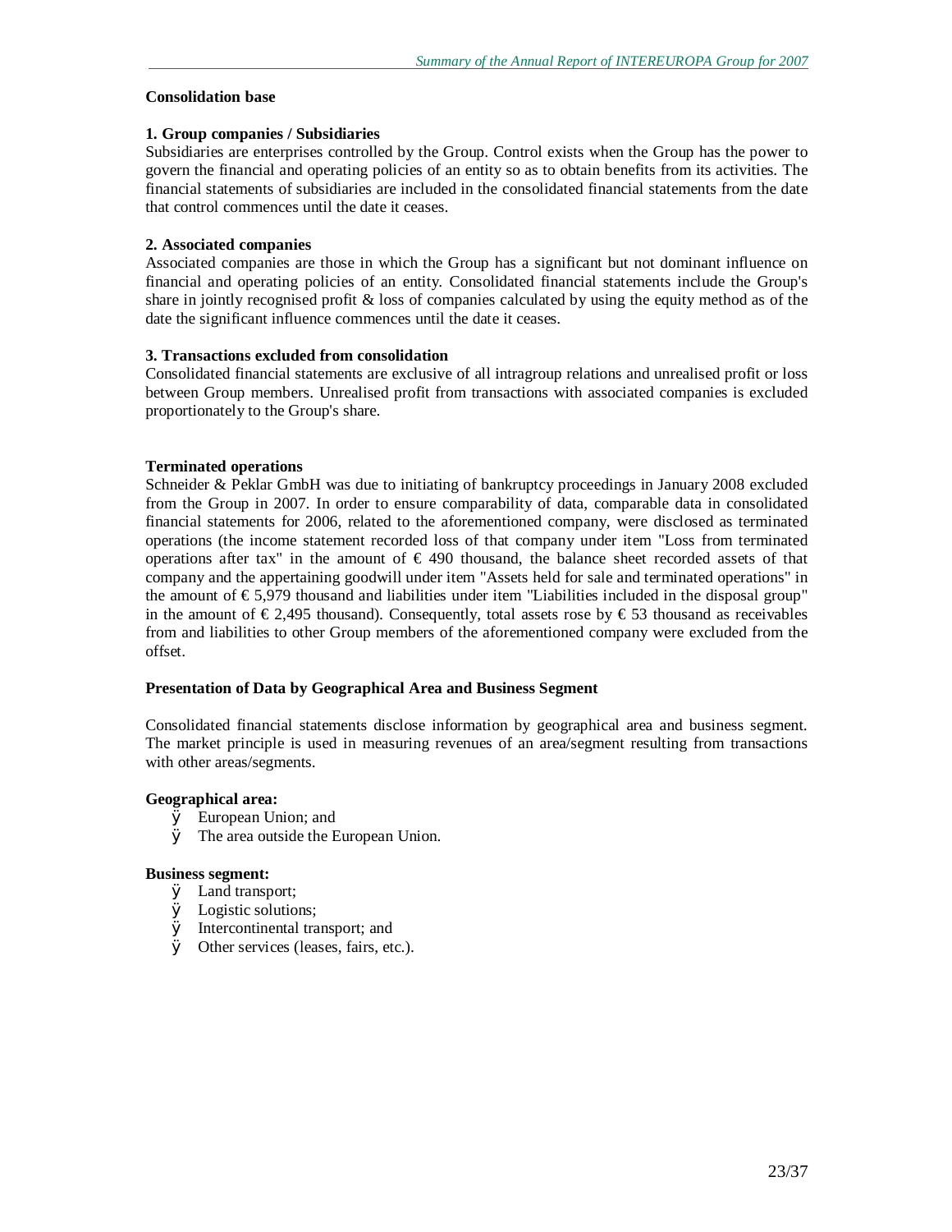**Consolidation base**

**1. Group companies / Subsidiaries**

Subsidiaries are enterprises controlled by the Group. Control exists when the Group has the power to govern the financial and operating policies of an entity so as to obtain benefits from its activities. The financial statements of subsidiaries are included in the consolidated financial statements from the date that control commences until the date it ceases.

**2. Associated companies**

Associated companies are those in which the Group has a significant but not dominant influence on financial and operating policies of an entity. Consolidated financial statements include the Group's share in jointly recognised profit & loss of companies calculated by using the equity method as of the date the significant influence commences until the date it ceases.

**3. Transactions excluded from consolidation**

Consolidated financial statements are exclusive of all intragroup relations and unrealised profit or loss between Group members. Unrealised profit from transactions with associated companies is excluded proportionately to the Group's share.

**Terminated operations**

Schneider & Peklar GmbH was due to initiating of bankruptcy proceedings in January 2008 excluded from the Group in 2007. In order to ensure comparability of data, comparable data in consolidated financial statements for 2006, related to the aforementioned company, were disclosed as terminated operations (the income statement recorded loss of that company under item "Loss from terminated operations after tax" in the amount of € 490 thousand, the balance sheet recorded assets of that company and the appertaining goodwill under item "Assets held for sale and terminated operations" in the amount of € 5,979 thousand and liabilities under item "Liabilities included in the disposal group" in the amount of € 2,495 thousand). Consequently, total assets rose by € 53 thousand as receivables from and liabilities to other Group members of the aforementioned company were excluded from the offset.

**Presentation of Data by Geographical Area and Business Segment**

Consolidated financial statements disclose information by geographical area and business segment. The market principle is used in measuring revenues of an area/segment resulting from transactions with other areas/segments.

**Geographical area:**

- European Union; and
- The area outside the European Union.

**Business segment:**

- Land transport;
- Logistic solutions;
- Intercontinental transport; and
- Other services (leases, fairs, etc.).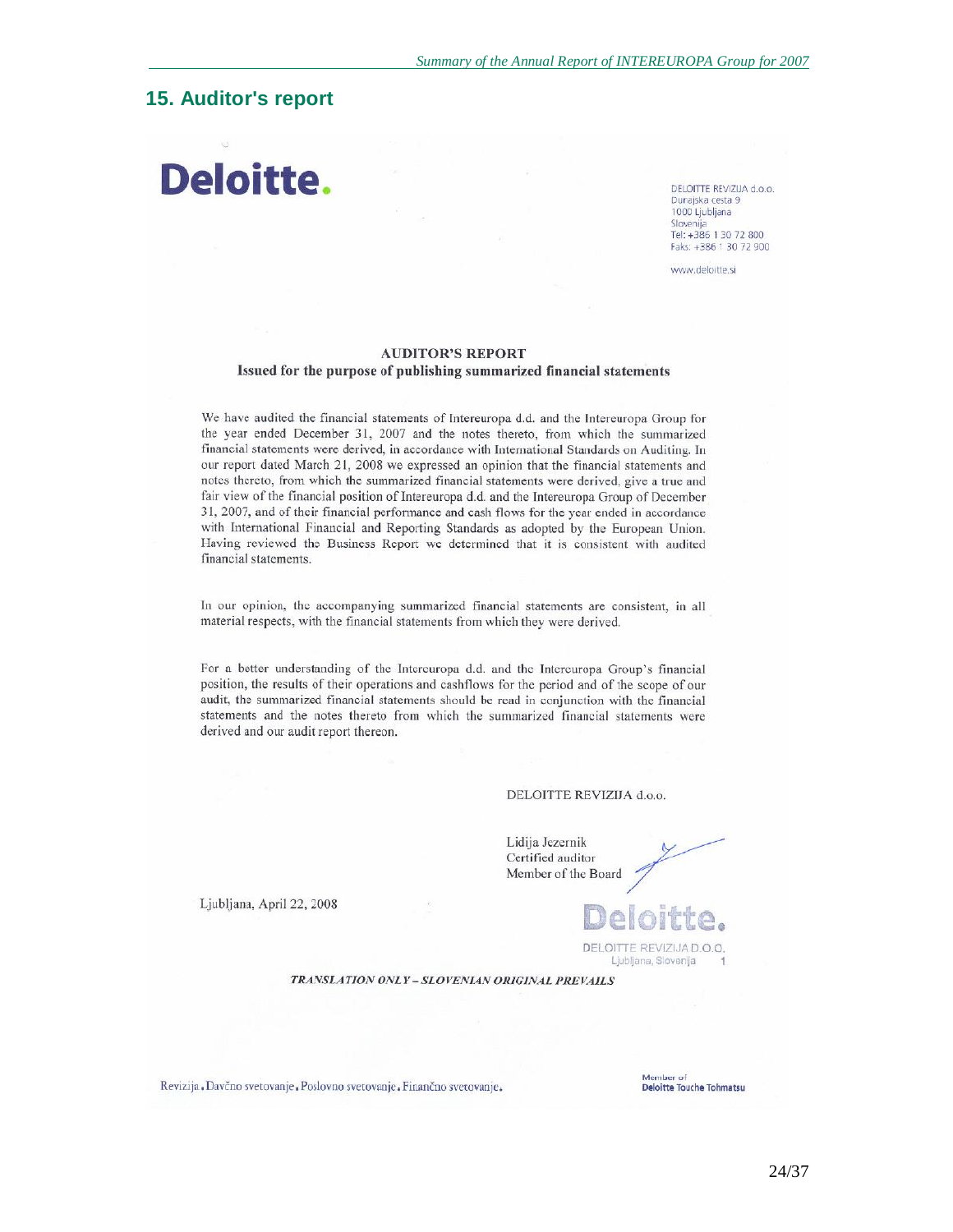## 15. Auditor's report

Deloitte.

DELOITTE REVIZIJA d.o.o.
Dunajska cesta 9
1000 Ljubljana
Slovenija
Tel: +386 1 30 72 800
Faks: +386 1 30 72 900

www.deloitte.si

**AUDITOR'S REPORT**
**Issued for the purpose of publishing summarized financial statements**

We have audited the financial statements of Intereuropa d.d. and the Intereuropa Group for the year ended December 31, 2007 and the notes thereto, from which the summarized financial statements were derived, in accordance with International Standards on Auditing. In our report dated March 21, 2008 we expressed an opinion that the financial statements and notes thereto, from which the summarized financial statements were derived, give a true and fair view of the financial position of Intereuropa d.d. and the Intereuropa Group of December 31, 2007, and of their financial performance and cash flows for the year ended in accordance with International Financial and Reporting Standards as adopted by the European Union. Having reviewed the Business Report we determined that it is consistent with audited financial statements.

In our opinion, the accompanying summarized financial statements are consistent, in all material respects, with the financial statements from which they were derived.

For a better understanding of the Intereuropa d.d. and the Intereuropa Group's financial position, the results of their operations and cashflows for the period and of the scope of our audit, the summarized financial statements should be read in conjunction with the financial statements and the notes thereto from which the summarized financial statements were derived and our audit report thereon.

DELOITTE REVIZIJA d.o.o.

Lidija Jezernik
Certified auditor
Member of the Board

Ljubljana, April 22, 2008

Deloitte.
DELOITTE REVIZIJA D.O.O.
Ljubljana, Slovenija 1

*TRANSLATION ONLY – SLOVENIAN ORIGINAL PREVAILS*

Revizija. Davčno svetovanje. Poslovno svetovanje. Finančno svetovanje.

Member of
Deloitte Touche Tohmatsu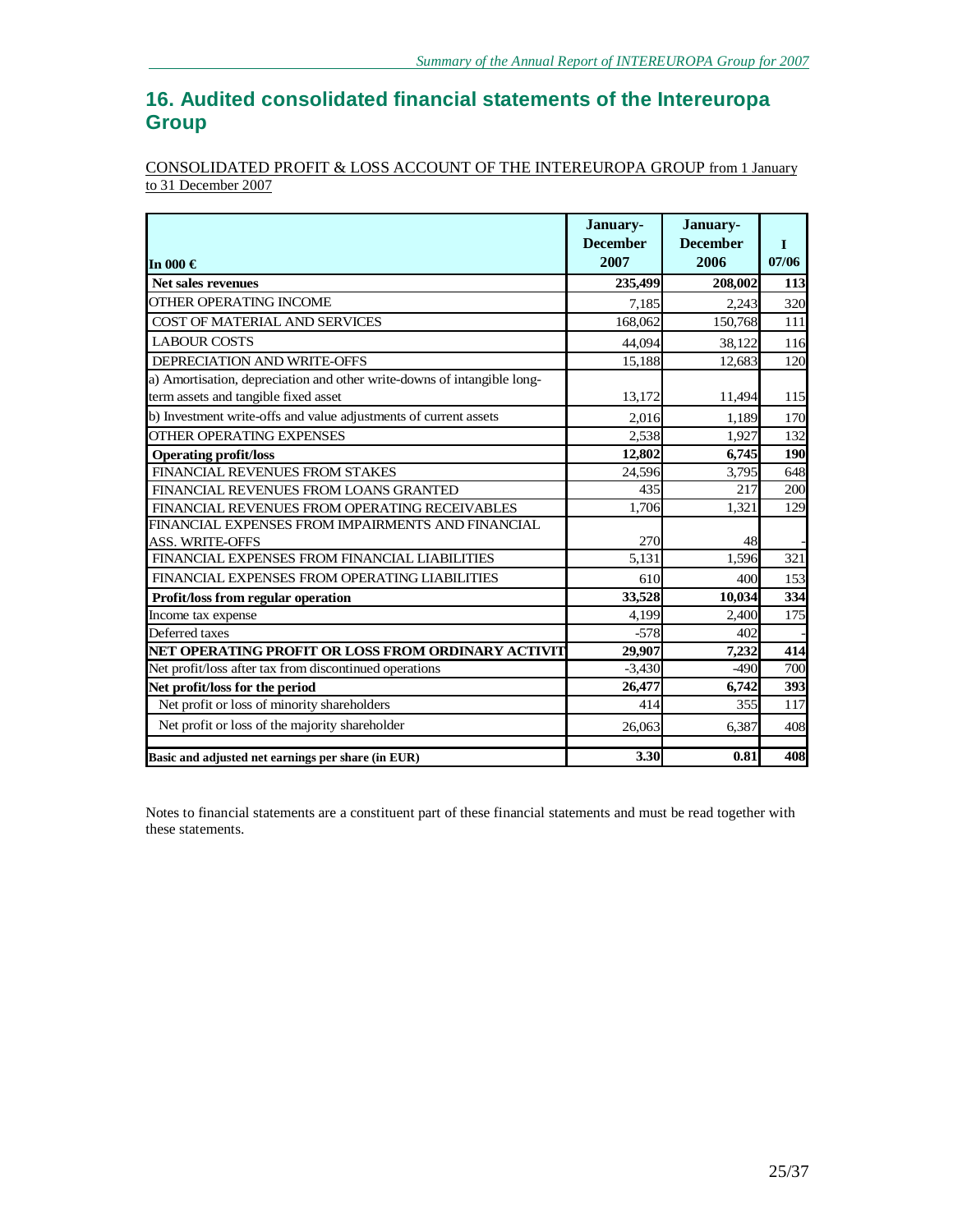## 16. Audited consolidated financial statements of the Intereuropa Group

CONSOLIDATED PROFIT & LOSS ACCOUNT OF THE INTEREUROPA GROUP from 1 January to 31 December 2007

| In 000 € | January-December 2007 | January-December 2006 | I 07/06 |
|---|---|---|---|
| **Net sales revenues** | **235,499** | **208,002** | **113** |
| OTHER OPERATING INCOME | 7,185 | 2,243 | 320 |
| COST OF MATERIAL AND SERVICES | 168,062 | 150,768 | 111 |
| LABOUR COSTS | 44,094 | 38,122 | 116 |
| DEPRECIATION AND WRITE-OFFS | 15,188 | 12,683 | 120 |
| a) Amortisation, depreciation and other write-downs of intangible long-term assets and tangible fixed asset | 13,172 | 11,494 | 115 |
| b) Investment write-offs and value adjustments of current assets | 2,016 | 1,189 | 170 |
| OTHER OPERATING EXPENSES | 2,538 | 1,927 | 132 |
| **Operating profit/loss** | **12,802** | **6,745** | **190** |
| FINANCIAL REVENUES FROM STAKES | 24,596 | 3,795 | 648 |
| FINANCIAL REVENUES FROM LOANS GRANTED | 435 | 217 | 200 |
| FINANCIAL REVENUES FROM OPERATING RECEIVABLES | 1,706 | 1,321 | 129 |
| FINANCIAL EXPENSES FROM IMPAIRMENTS AND FINANCIAL ASS. WRITE-OFFS | 270 | 48 | - |
| FINANCIAL EXPENSES FROM FINANCIAL LIABILITIES | 5,131 | 1,596 | 321 |
| FINANCIAL EXPENSES FROM OPERATING LIABILITIES | 610 | 400 | 153 |
| **Profit/loss from regular operation** | **33,528** | **10,034** | **334** |
| Income tax expense | 4,199 | 2,400 | 175 |
| Deferred taxes | -578 | 402 | - |
| **NET OPERATING PROFIT OR LOSS FROM ORDINARY ACTIVIT** | **29,907** | **7,232** | **414** |
| Net profit/loss after tax from discontinued operations | -3,430 | -490 | 700 |
| **Net profit/loss for the period** | **26,477** | **6,742** | **393** |
| Net profit or loss of minority shareholders | 414 | 355 | 117 |
| Net profit or loss of the majority shareholder | 26,063 | 6,387 | 408 |
| **Basic and adjusted net earnings per share (in EUR)** | **3.30** | **0.81** | **408** |

Notes to financial statements are a constituent part of these financial statements and must be read together with these statements.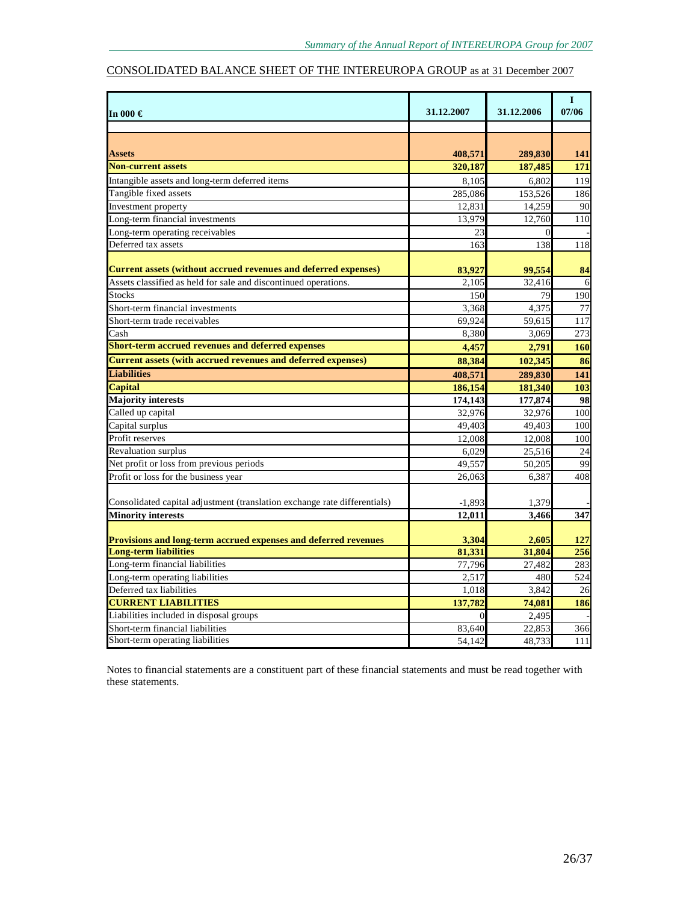## CONSOLIDATED BALANCE SHEET OF THE INTEREUROPA GROUP as at 31 December 2007

| In 000 € | 31.12.2007 | 31.12.2006 | I 07/06 |
|---|---|---|---|
| **Assets** | **408,571** | **289,830** | **141** |
| **Non-current assets** | **320,187** | **187,485** | **171** |
| Intangible assets and long-term deferred items | 8,105 | 6,802 | 119 |
| Tangible fixed assets | 285,086 | 153,526 | 186 |
| Investment property | 12,831 | 14,259 | 90 |
| Long-term financial investments | 13,979 | 12,760 | 110 |
| Long-term operating receivables | 23 | 0 | - |
| Deferred tax assets | 163 | 138 | 118 |
| **Current assets (without accrued revenues and deferred expenses)** | **83,927** | **99,554** | **84** |
| Assets classified as held for sale and discontinued operations. | 2,105 | 32,416 | 6 |
| Stocks | 150 | 79 | 190 |
| Short-term financial investments | 3,368 | 4,375 | 77 |
| Short-term trade receivables | 69,924 | 59,615 | 117 |
| Cash | 8,380 | 3,069 | 273 |
| **Short-term accrued revenues and deferred expenses** | **4,457** | **2,791** | **160** |
| **Current assets (with accrued revenues and deferred expenses)** | **88,384** | **102,345** | **86** |
| **Liabilities** | **408,571** | **289,830** | **141** |
| **Capital** | **186,154** | **181,340** | **103** |
| **Majority interests** | **174,143** | **177,874** | **98** |
| Called up capital | 32,976 | 32,976 | 100 |
| Capital surplus | 49,403 | 49,403 | 100 |
| Profit reserves | 12,008 | 12,008 | 100 |
| Revaluation surplus | 6,029 | 25,516 | 24 |
| Net profit or loss from previous periods | 49,557 | 50,205 | 99 |
| Profit or loss for the business year | 26,063 | 6,387 | 408 |
| Consolidated capital adjustment (translation exchange rate differentials) | -1,893 | 1,379 | - |
| **Minority interests** | **12,011** | **3,466** | **347** |
| **Provisions and long-term accrued expenses and deferred revenues** | **3,304** | **2,605** | **127** |
| **Long-term liabilities** | **81,331** | **31,804** | **256** |
| Long-term financial liabilities | 77,796 | 27,482 | 283 |
| Long-term operating liabilities | 2,517 | 480 | 524 |
| Deferred tax liabilities | 1,018 | 3,842 | 26 |
| **CURRENT LIABILITIES** | **137,782** | **74,081** | **186** |
| Liabilities included in disposal groups | 0 | 2,495 | - |
| Short-term financial liabilities | 83,640 | 22,853 | 366 |
| Short-term operating liabilities | 54,142 | 48,733 | 111 |

Notes to financial statements are a constituent part of these financial statements and must be read together with these statements.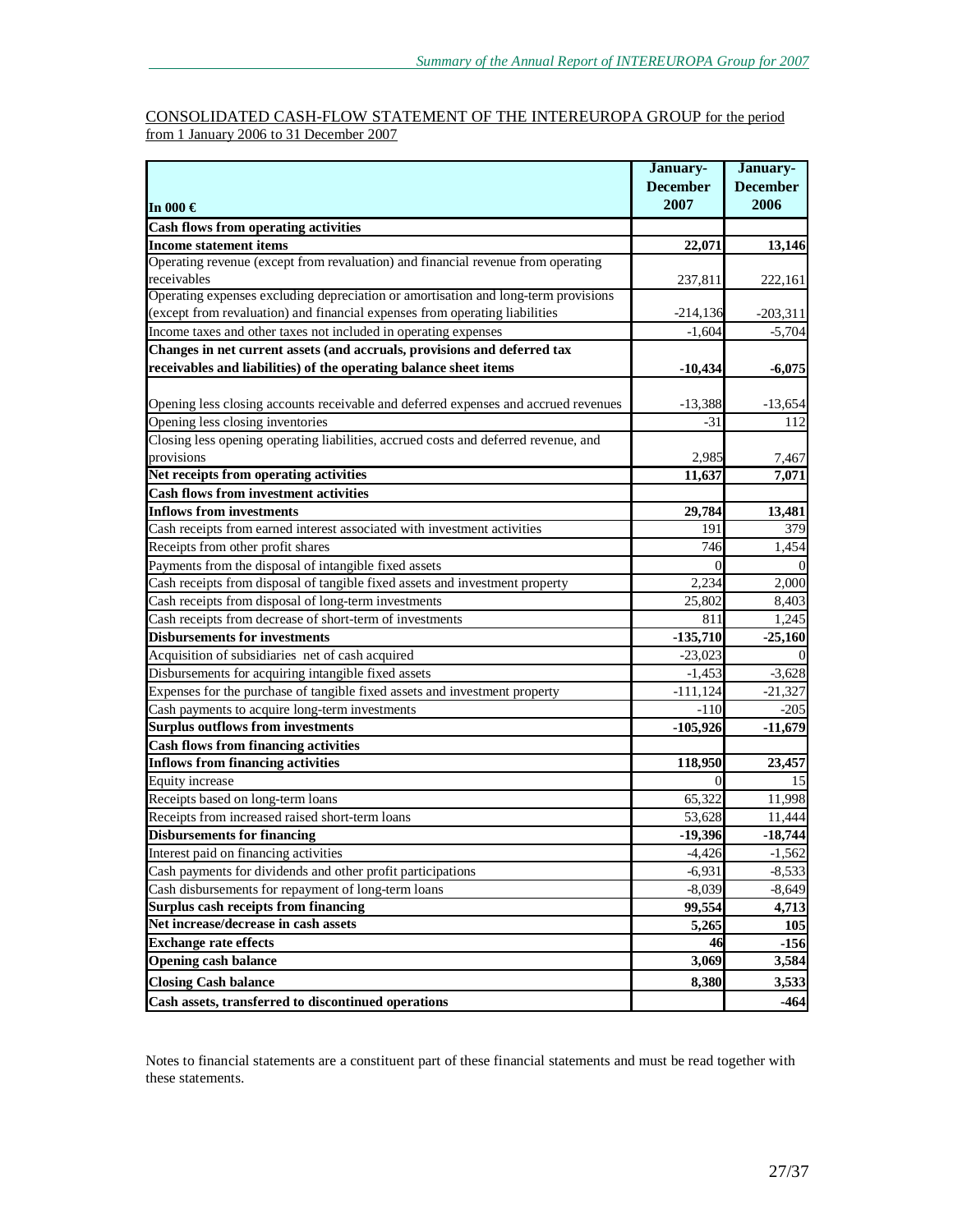CONSOLIDATED CASH-FLOW STATEMENT OF THE INTEREUROPA GROUP for the period from 1 January 2006 to 31 December 2007

| In 000 € | January-December 2007 | January-December 2006 |
|---|---|---|
| **Cash flows from operating activities** | | |
| **Income statement items** | **22,071** | **13,146** |
| Operating revenue (except from revaluation) and financial revenue from operating receivables | 237,811 | 222,161 |
| Operating expenses excluding depreciation or amortisation and long-term provisions (except from revaluation) and financial expenses from operating liabilities | -214,136 | -203,311 |
| Income taxes and other taxes not included in operating expenses | -1,604 | -5,704 |
| **Changes in net current assets (and accruals, provisions and deferred tax receivables and liabilities) of the operating balance sheet items** | **-10,434** | **-6,075** |
| Opening less closing accounts receivable and deferred expenses and accrued revenues | -13,388 | -13,654 |
| Opening less closing inventories | -31 | 112 |
| Closing less opening operating liabilities, accrued costs and deferred revenue, and provisions | 2,985 | 7,467 |
| **Net receipts from operating activities** | **11,637** | **7,071** |
| **Cash flows from investment activities** | | |
| **Inflows from investments** | **29,784** | **13,481** |
| Cash receipts from earned interest associated with investment activities | 191 | 379 |
| Receipts from other profit shares | 746 | 1,454 |
| Payments from the disposal of intangible fixed assets | 0 | 0 |
| Cash receipts from disposal of tangible fixed assets and investment property | 2,234 | 2,000 |
| Cash receipts from disposal of long-term investments | 25,802 | 8,403 |
| Cash receipts from decrease of short-term of investments | 811 | 1,245 |
| **Disbursements for investments** | **-135,710** | **-25,160** |
| Acquisition of subsidiaries net of cash acquired | -23,023 | 0 |
| Disbursements for acquiring intangible fixed assets | -1,453 | -3,628 |
| Expenses for the purchase of tangible fixed assets and investment property | -111,124 | -21,327 |
| Cash payments to acquire long-term investments | -110 | -205 |
| **Surplus outflows from investments** | **-105,926** | **-11,679** |
| **Cash flows from financing activities** | | |
| **Inflows from financing activities** | **118,950** | **23,457** |
| Equity increase | 0 | 15 |
| Receipts based on long-term loans | 65,322 | 11,998 |
| Receipts from increased raised short-term loans | 53,628 | 11,444 |
| **Disbursements for financing** | **-19,396** | **-18,744** |
| Interest paid on financing activities | -4,426 | -1,562 |
| Cash payments for dividends and other profit participations | -6,931 | -8,533 |
| Cash disbursements for repayment of long-term loans | -8,039 | -8,649 |
| **Surplus cash receipts from financing** | **99,554** | **4,713** |
| **Net increase/decrease in cash assets** | **5,265** | **105** |
| **Exchange rate effects** | **46** | **-156** |
| **Opening cash balance** | **3,069** | **3,584** |
| **Closing Cash balance** | **8,380** | **3,533** |
| **Cash assets, transferred to discontinued operations** | | **-464** |

Notes to financial statements are a constituent part of these financial statements and must be read together with these statements.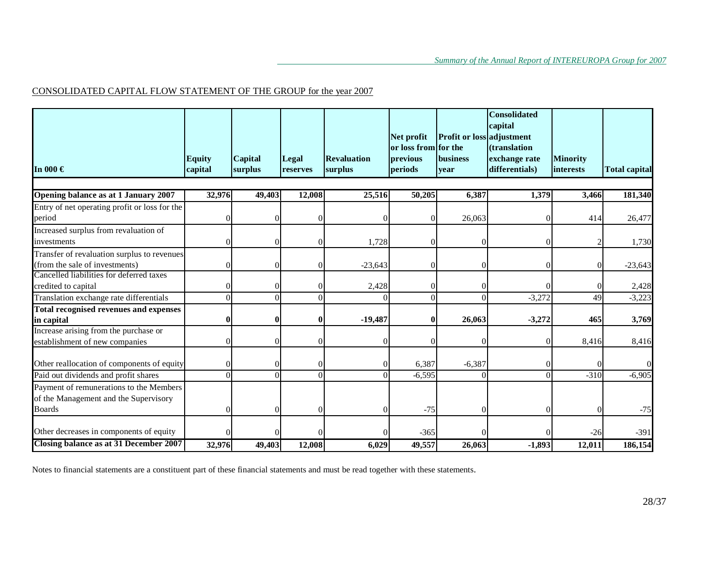CONSOLIDATED CAPITAL FLOW STATEMENT OF THE GROUP for the year 2007

| In 000 € | Equity capital | Capital surplus | Legal reserves | Revaluation surplus | Net profit or loss from previous periods | Profit or loss for the business year | Consolidated capital adjustment (translation exchange rate differentials) | Minority interests | Total capital |
|---|---|---|---|---|---|---|---|---|---|
| **Opening balance as at 1 January 2007** | **32,976** | **49,403** | **12,008** | **25,516** | **50,205** | **6,387** | **1,379** | **3,466** | **181,340** |
| Entry of net operating profit or loss for the period | 0 | 0 | 0 | 0 | 0 | 26,063 | 0 | 414 | 26,477 |
| Increased surplus from revaluation of investments | 0 | 0 | 0 | 1,728 | 0 | 0 | 0 | 2 | 1,730 |
| Transfer of revaluation surplus to revenues (from the sale of investments) | 0 | 0 | 0 | -23,643 | 0 | 0 | 0 | 0 | -23,643 |
| Cancelled liabilities for deferred taxes credited to capital | 0 | 0 | 0 | 2,428 | 0 | 0 | 0 | 0 | 2,428 |
| Translation exchange rate differentials | 0 | 0 | 0 | 0 | 0 | 0 | -3,272 | 49 | -3,223 |
| **Total recognised revenues and expenses in capital** | **0** | **0** | **0** | **-19,487** | **0** | **26,063** | **-3,272** | **465** | **3,769** |
| Increase arising from the purchase or establishment of new companies | 0 | 0 | 0 | 0 | 0 | 0 | 0 | 8,416 | 8,416 |
| Other reallocation of components of equity | 0 | 0 | 0 | 0 | 6,387 | -6,387 | 0 | 0 | 0 |
| Paid out dividends and profit shares | 0 | 0 | 0 | 0 | -6,595 | 0 | 0 | -310 | -6,905 |
| Payment of remunerations to the Members of the Management and the Supervisory Boards | 0 | 0 | 0 | 0 | -75 | 0 | 0 | 0 | -75 |
| Other decreases in components of equity | 0 | 0 | 0 | 0 | -365 | 0 | 0 | -26 | -391 |
| **Closing balance as at 31 December 2007** | **32,976** | **49,403** | **12,008** | **6,029** | **49,557** | **26,063** | **-1,893** | **12,011** | **186,154** |

Notes to financial statements are a constituent part of these financial statements and must be read together with these statements.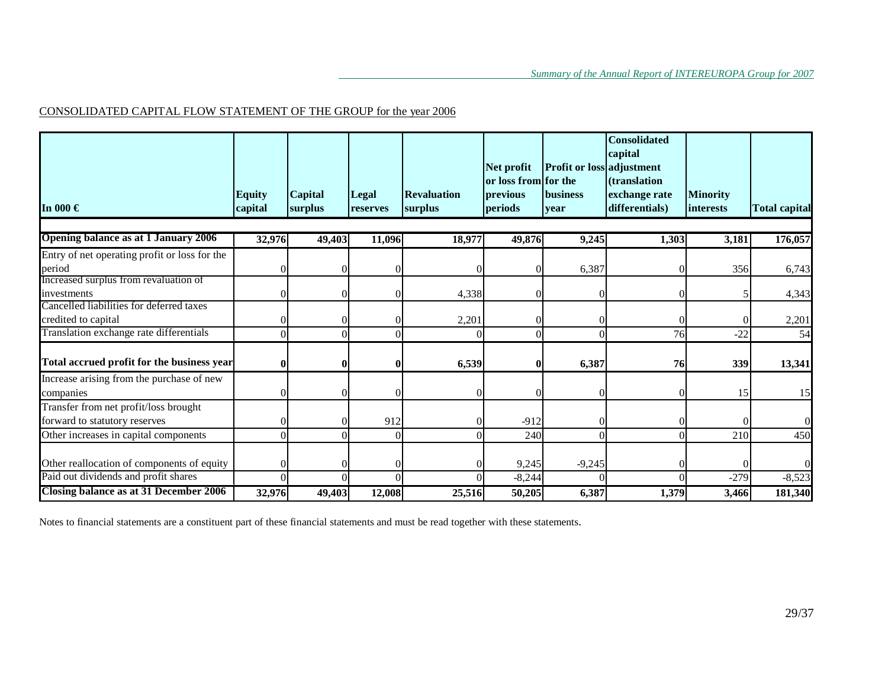CONSOLIDATED CAPITAL FLOW STATEMENT OF THE GROUP for the year 2006

| In 000 € | Equity capital | Capital surplus | Legal reserves | Revaluation surplus | Net profit or loss from previous periods | Profit or loss for the business year | Consolidated capital adjustment (translation exchange rate differentials) | Minority interests | Total capital |
|---|---|---|---|---|---|---|---|---|---|
| **Opening balance as at 1 January 2006** | **32,976** | **49,403** | **11,096** | **18,977** | **49,876** | **9,245** | **1,303** | **3,181** | **176,057** |
| Entry of net operating profit or loss for the period | 0 | 0 | 0 | 0 | 0 | 6,387 | 0 | 356 | 6,743 |
| Increased surplus from revaluation of investments | 0 | 0 | 0 | 4,338 | 0 | 0 | 0 | 5 | 4,343 |
| Cancelled liabilities for deferred taxes credited to capital | 0 | 0 | 0 | 2,201 | 0 | 0 | 0 | 0 | 2,201 |
| Translation exchange rate differentials | 0 | 0 | 0 | 0 | 0 | 0 | 76 | -22 | 54 |
| **Total accrued profit for the business year** | **0** | **0** | **0** | **6,539** | **0** | **6,387** | **76** | **339** | **13,341** |
| Increase arising from the purchase of new companies | 0 | 0 | 0 | 0 | 0 | 0 | 0 | 15 | 15 |
| Transfer from net profit/loss brought forward to statutory reserves | 0 | 0 | 912 | 0 | -912 | 0 | 0 | 0 | 0 |
| Other increases in capital components | 0 | 0 | 0 | 0 | 240 | 0 | 0 | 210 | 450 |
| Other reallocation of components of equity | 0 | 0 | 0 | 0 | 9,245 | -9,245 | 0 | 0 | 0 |
| Paid out dividends and profit shares | 0 | 0 | 0 | 0 | -8,244 | 0 | 0 | -279 | -8,523 |
| **Closing balance as at 31 December 2006** | **32,976** | **49,403** | **12,008** | **25,516** | **50,205** | **6,387** | **1,379** | **3,466** | **181,340** |

Notes to financial statements are a constituent part of these financial statements and must be read together with these statements.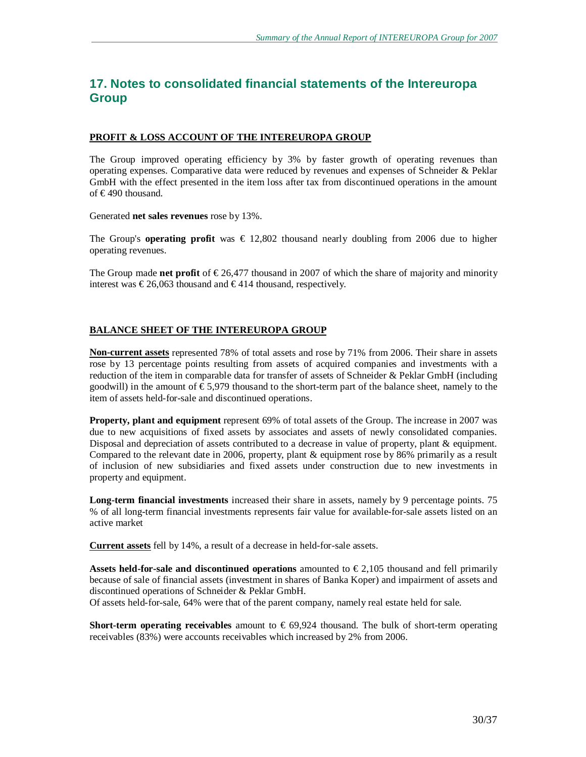## 17. Notes to consolidated financial statements of the Intereuropa Group

**PROFIT & LOSS ACCOUNT OF THE INTEREUROPA GROUP**

The Group improved operating efficiency by 3% by faster growth of operating revenues than operating expenses. Comparative data were reduced by revenues and expenses of Schneider & Peklar GmbH with the effect presented in the item loss after tax from discontinued operations in the amount of € 490 thousand.

Generated **net sales revenues** rose by 13%.

The Group's **operating profit** was € 12,802 thousand nearly doubling from 2006 due to higher operating revenues.

The Group made **net profit** of € 26,477 thousand in 2007 of which the share of majority and minority interest was € 26,063 thousand and € 414 thousand, respectively.

**BALANCE SHEET OF THE INTEREUROPA GROUP**

**Non-current assets** represented 78% of total assets and rose by 71% from 2006. Their share in assets rose by 13 percentage points resulting from assets of acquired companies and investments with a reduction of the item in comparable data for transfer of assets of Schneider & Peklar GmbH (including goodwill) in the amount of € 5,979 thousand to the short-term part of the balance sheet, namely to the item of assets held-for-sale and discontinued operations.

**Property, plant and equipment** represent 69% of total assets of the Group. The increase in 2007 was due to new acquisitions of fixed assets by associates and assets of newly consolidated companies. Disposal and depreciation of assets contributed to a decrease in value of property, plant & equipment. Compared to the relevant date in 2006, property, plant & equipment rose by 86% primarily as a result of inclusion of new subsidiaries and fixed assets under construction due to new investments in property and equipment.

**Long-term financial investments** increased their share in assets, namely by 9 percentage points. 75 % of all long-term financial investments represents fair value for available-for-sale assets listed on an active market

**Current assets** fell by 14%, a result of a decrease in held-for-sale assets.

**Assets held-for-sale and discontinued operations** amounted to € 2,105 thousand and fell primarily because of sale of financial assets (investment in shares of Banka Koper) and impairment of assets and discontinued operations of Schneider & Peklar GmbH.
Of assets held-for-sale, 64% were that of the parent company, namely real estate held for sale.

**Short-term operating receivables** amount to € 69,924 thousand. The bulk of short-term operating receivables (83%) were accounts receivables which increased by 2% from 2006.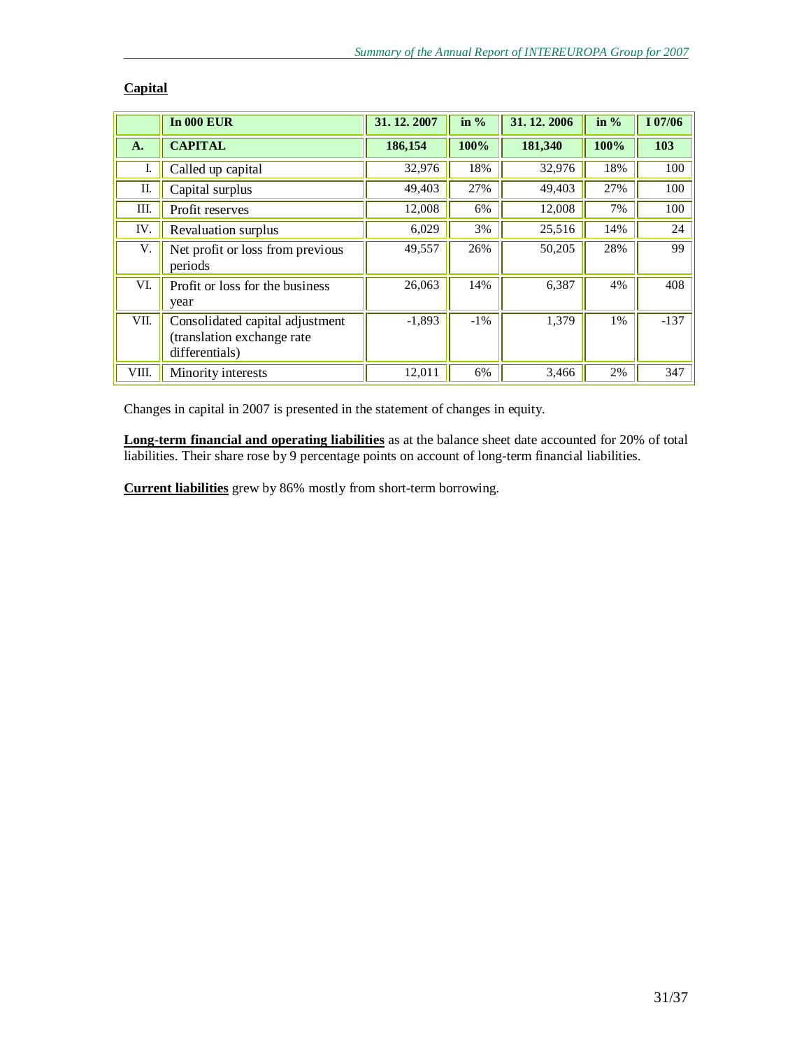**Capital**

| | **In 000 EUR** | **31. 12. 2007** | **in %** | **31. 12. 2006** | **in %** | **I 07/06** |
|---|---|---|---|---|---|---|
| **A.** | **CAPITAL** | **186,154** | **100%** | **181,340** | **100%** | **103** |
| I. | Called up capital | 32,976 | 18% | 32,976 | 18% | 100 |
| II. | Capital surplus | 49,403 | 27% | 49,403 | 27% | 100 |
| III. | Profit reserves | 12,008 | 6% | 12,008 | 7% | 100 |
| IV. | Revaluation surplus | 6,029 | 3% | 25,516 | 14% | 24 |
| V. | Net profit or loss from previous periods | 49,557 | 26% | 50,205 | 28% | 99 |
| VI. | Profit or loss for the business year | 26,063 | 14% | 6,387 | 4% | 408 |
| VII. | Consolidated capital adjustment (translation exchange rate differentials) | -1,893 | -1% | 1,379 | 1% | -137 |
| VIII. | Minority interests | 12,011 | 6% | 3,466 | 2% | 347 |

Changes in capital in 2007 is presented in the statement of changes in equity.

**Long-term financial and operating liabilities** as at the balance sheet date accounted for 20% of total liabilities. Their share rose by 9 percentage points on account of long-term financial liabilities.

**Current liabilities** grew by 86% mostly from short-term borrowing.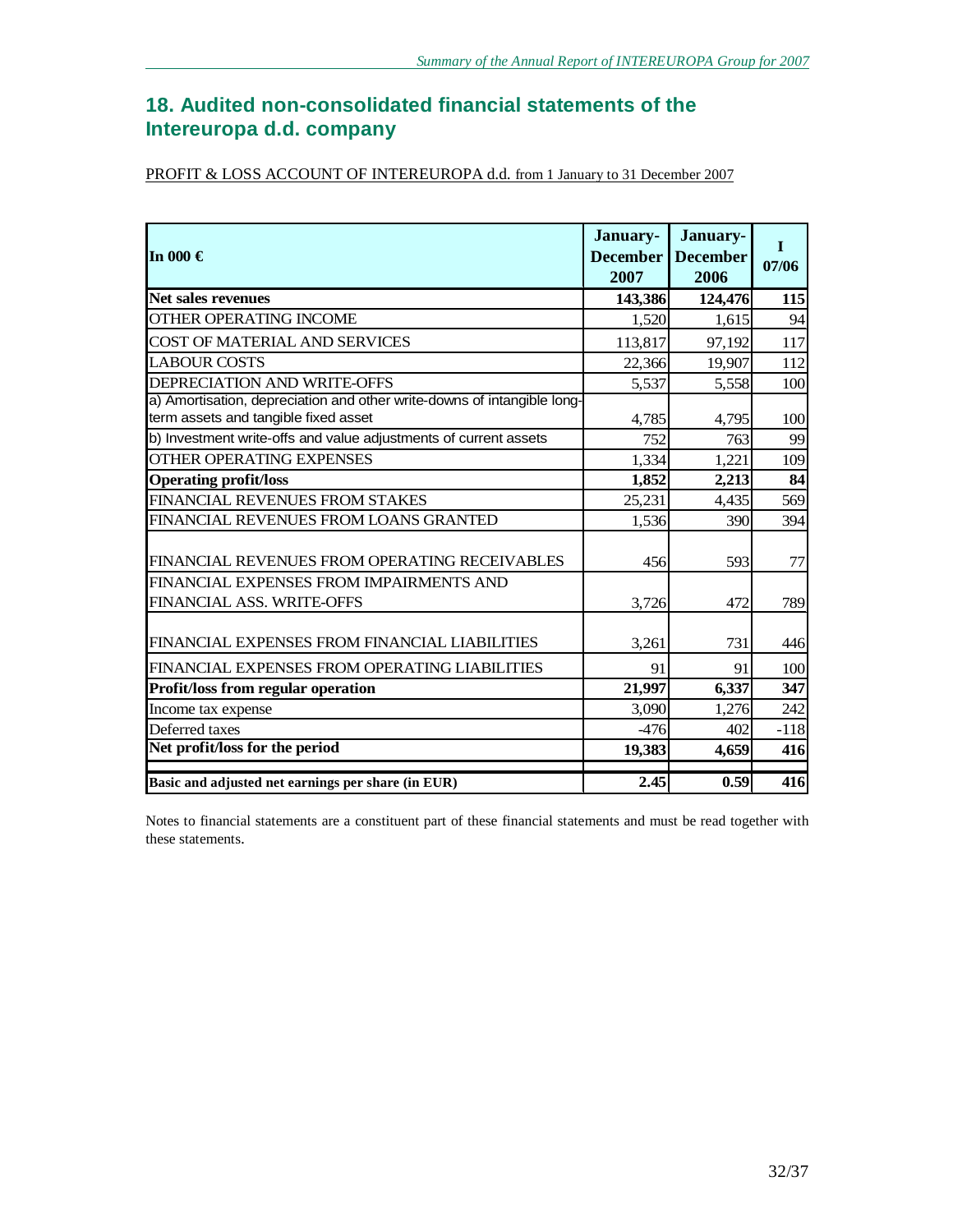## 18. Audited non-consolidated financial statements of the Intereuropa d.d. company

PROFIT & LOSS ACCOUNT OF INTEREUROPA d.d. from 1 January to 31 December 2007

| In 000 € | January-December 2007 | January-December 2006 | I 07/06 |
|---|---|---|---|
| **Net sales revenues** | **143,386** | **124,476** | **115** |
| OTHER OPERATING INCOME | 1,520 | 1,615 | 94 |
| COST OF MATERIAL AND SERVICES | 113,817 | 97,192 | 117 |
| LABOUR COSTS | 22,366 | 19,907 | 112 |
| DEPRECIATION AND WRITE-OFFS | 5,537 | 5,558 | 100 |
| a) Amortisation, depreciation and other write-downs of intangible long-term assets and tangible fixed asset | 4,785 | 4,795 | 100 |
| b) Investment write-offs and value adjustments of current assets | 752 | 763 | 99 |
| OTHER OPERATING EXPENSES | 1,334 | 1,221 | 109 |
| **Operating profit/loss** | **1,852** | **2,213** | **84** |
| FINANCIAL REVENUES FROM STAKES | 25,231 | 4,435 | 569 |
| FINANCIAL REVENUES FROM LOANS GRANTED | 1,536 | 390 | 394 |
| FINANCIAL REVENUES FROM OPERATING RECEIVABLES | 456 | 593 | 77 |
| FINANCIAL EXPENSES FROM IMPAIRMENTS AND FINANCIAL ASS. WRITE-OFFS | 3,726 | 472 | 789 |
| FINANCIAL EXPENSES FROM FINANCIAL LIABILITIES | 3,261 | 731 | 446 |
| FINANCIAL EXPENSES FROM OPERATING LIABILITIES | 91 | 91 | 100 |
| **Profit/loss from regular operation** | **21,997** | **6,337** | **347** |
| Income tax expense | 3,090 | 1,276 | 242 |
| Deferred taxes | -476 | 402 | -118 |
| **Net profit/loss for the period** | **19,383** | **4,659** | **416** |
| **Basic and adjusted net earnings per share (in EUR)** | **2.45** | **0.59** | **416** |

Notes to financial statements are a constituent part of these financial statements and must be read together with these statements.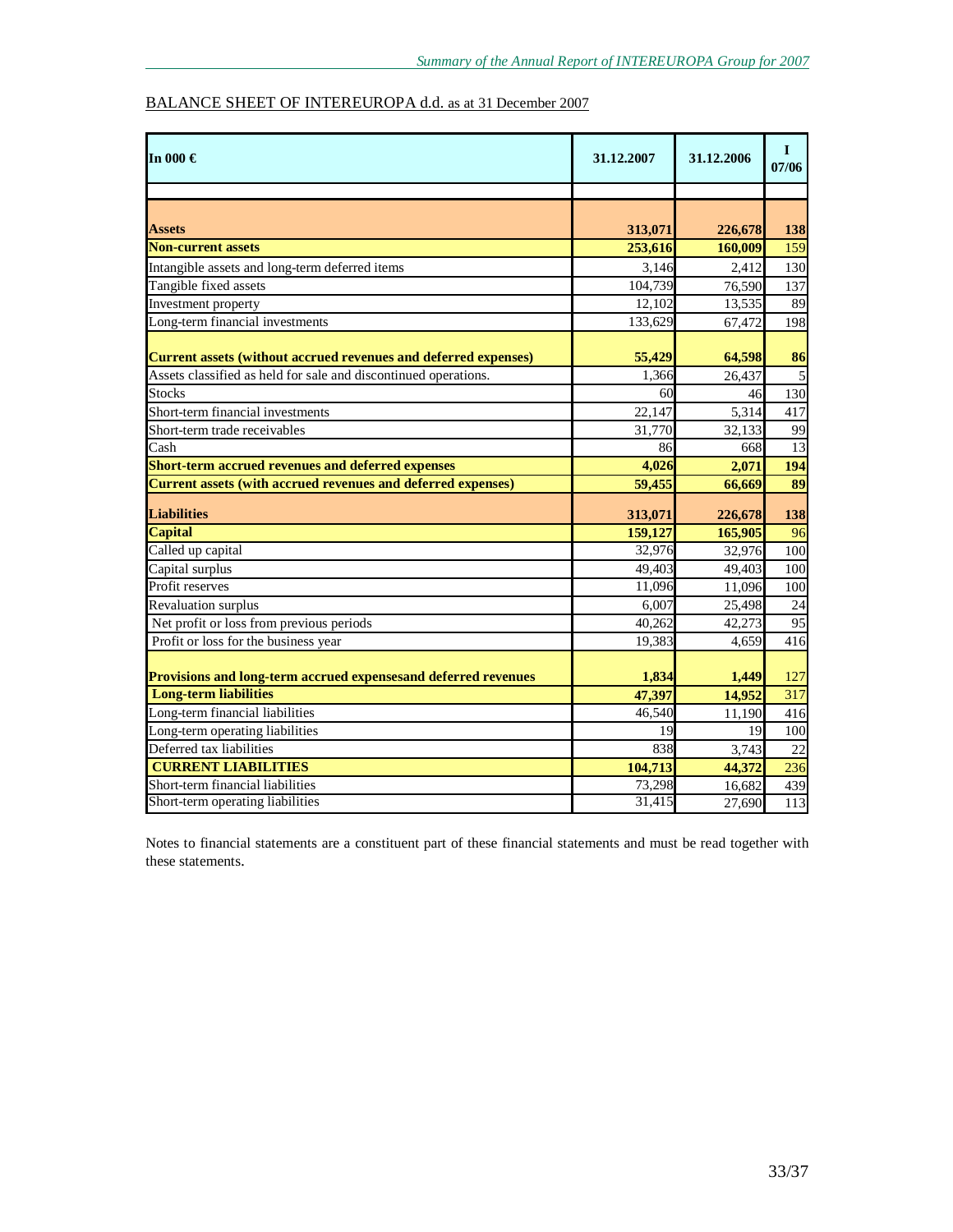BALANCE SHEET OF INTEREUROPA d.d. as at 31 December 2007

| In 000 € | 31.12.2007 | 31.12.2006 | I 07/06 |
|---|---|---|---|
| | | | |
| **Assets** | **313,071** | **226,678** | **138** |
| **Non-current assets** | **253,616** | **160,009** | 159 |
| Intangible assets and long-term deferred items | 3,146 | 2,412 | 130 |
| Tangible fixed assets | 104,739 | 76,590 | 137 |
| Investment property | 12,102 | 13,535 | 89 |
| Long-term financial investments | 133,629 | 67,472 | 198 |
| **Current assets (without accrued revenues and deferred expenses)** | **55,429** | **64,598** | **86** |
| Assets classified as held for sale and discontinued operations. | 1,366 | 26,437 | 5 |
| Stocks | 60 | 46 | 130 |
| Short-term financial investments | 22,147 | 5,314 | 417 |
| Short-term trade receivables | 31,770 | 32,133 | 99 |
| Cash | 86 | 668 | 13 |
| **Short-term accrued revenues and deferred expenses** | **4,026** | **2,071** | **194** |
| **Current assets (with accrued revenues and deferred expenses)** | **59,455** | **66,669** | **89** |
| **Liabilities** | **313,071** | **226,678** | **138** |
| **Capital** | **159,127** | **165,905** | 96 |
| Called up capital | 32,976 | 32,976 | 100 |
| Capital surplus | 49,403 | 49,403 | 100 |
| Profit reserves | 11,096 | 11,096 | 100 |
| Revaluation surplus | 6,007 | 25,498 | 24 |
| Net profit or loss from previous periods | 40,262 | 42,273 | 95 |
| Profit or loss for the business year | 19,383 | 4,659 | 416 |
| **Provisions and long-term accrued expensesand deferred revenues** | **1,834** | **1,449** | 127 |
| **Long-term liabilities** | **47,397** | **14,952** | 317 |
| Long-term financial liabilities | 46,540 | 11,190 | 416 |
| Long-term operating liabilities | 19 | 19 | 100 |
| Deferred tax liabilities | 838 | 3,743 | 22 |
| **CURRENT LIABILITIES** | **104,713** | **44,372** | 236 |
| Short-term financial liabilities | 73,298 | 16,682 | 439 |
| Short-term operating liabilities | 31,415 | 27,690 | 113 |

Notes to financial statements are a constituent part of these financial statements and must be read together with these statements.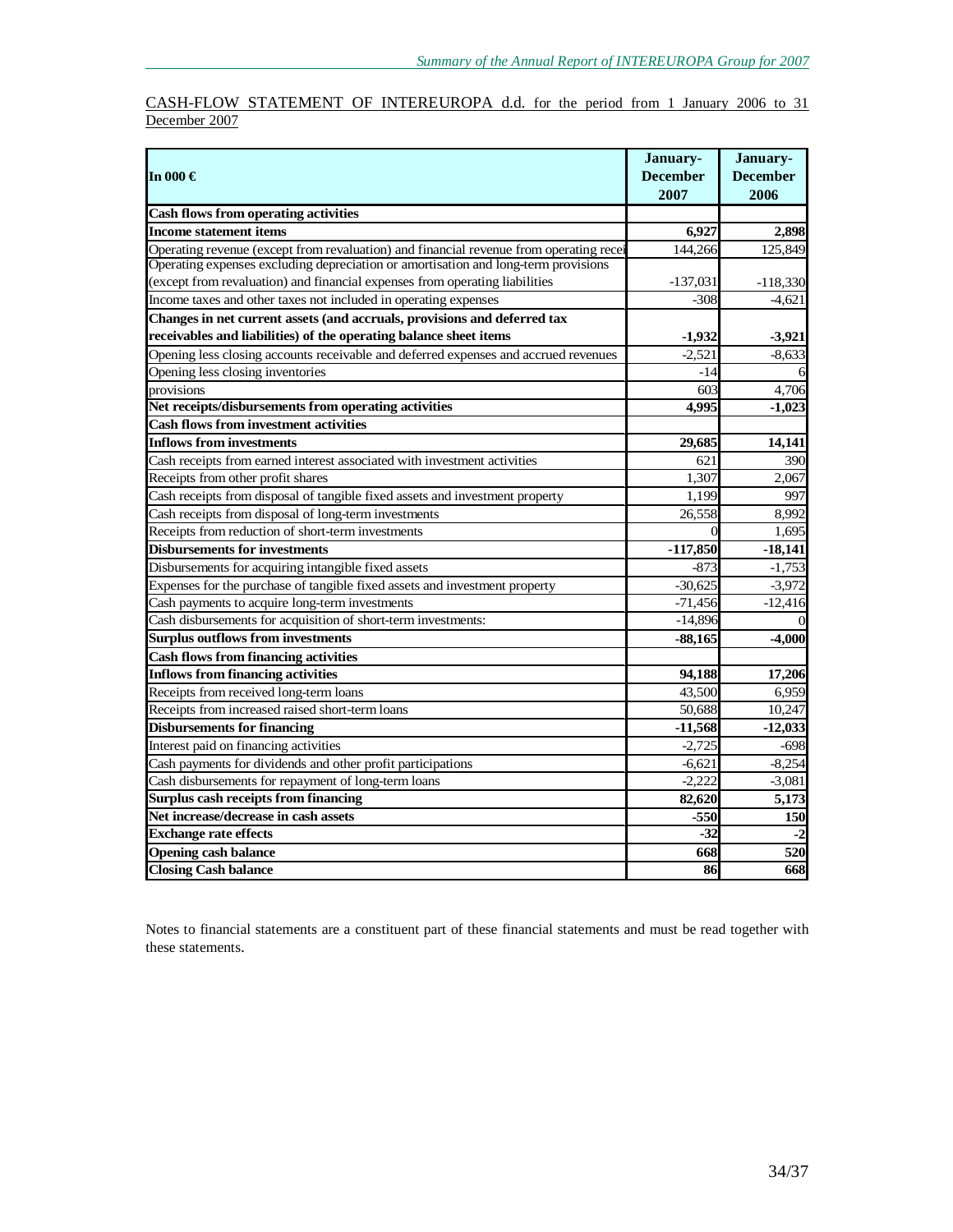<u>CASH-FLOW STATEMENT OF INTEREUROPA d.d. for the period from 1 January 2006 to 31 December 2007</u>

| In 000 € | January-December 2007 | January-December 2006 |
|---|---|---|
| **Cash flows from operating activities** | | |
| **Income statement items** | **6,927** | **2,898** |
| Operating revenue (except from revaluation) and financial revenue from operating recei | 144,266 | 125,849 |
| Operating expenses excluding depreciation or amortisation and long-term provisions (except from revaluation) and financial expenses from operating liabilities | -137,031 | -118,330 |
| Income taxes and other taxes not included in operating expenses | -308 | -4,621 |
| **Changes in net current assets (and accruals, provisions and deferred tax receivables and liabilities) of the operating balance sheet items** | **-1,932** | **-3,921** |
| Opening less closing accounts receivable and deferred expenses and accrued revenues | -2,521 | -8,633 |
| Opening less closing inventories | -14 | 6 |
| provisions | 603 | 4,706 |
| **Net receipts/disbursements from operating activities** | **4,995** | **-1,023** |
| **Cash flows from investment activities** | | |
| **Inflows from investments** | **29,685** | **14,141** |
| Cash receipts from earned interest associated with investment activities | 621 | 390 |
| Receipts from other profit shares | 1,307 | 2,067 |
| Cash receipts from disposal of tangible fixed assets and investment property | 1,199 | 997 |
| Cash receipts from disposal of long-term investments | 26,558 | 8,992 |
| Receipts from reduction of short-term investments | 0 | 1,695 |
| **Disbursements for investments** | **-117,850** | **-18,141** |
| Disbursements for acquiring intangible fixed assets | -873 | -1,753 |
| Expenses for the purchase of tangible fixed assets and investment property | -30,625 | -3,972 |
| Cash payments to acquire long-term investments | -71,456 | -12,416 |
| Cash disbursements for acquisition of short-term investments: | -14,896 | 0 |
| **Surplus outflows from investments** | **-88,165** | **-4,000** |
| **Cash flows from financing activities** | | |
| **Inflows from financing activities** | **94,188** | **17,206** |
| Receipts from received long-term loans | 43,500 | 6,959 |
| Receipts from increased raised short-term loans | 50,688 | 10,247 |
| **Disbursements for financing** | **-11,568** | **-12,033** |
| Interest paid on financing activities | -2,725 | -698 |
| Cash payments for dividends and other profit participations | -6,621 | -8,254 |
| Cash disbursements for repayment of long-term loans | -2,222 | -3,081 |
| **Surplus cash receipts from financing** | **82,620** | **5,173** |
| **Net increase/decrease in cash assets** | **-550** | **150** |
| **Exchange rate effects** | **-32** | **-2** |
| **Opening cash balance** | **668** | **520** |
| **Closing Cash balance** | **86** | **668** |

Notes to financial statements are a constituent part of these financial statements and must be read together with these statements.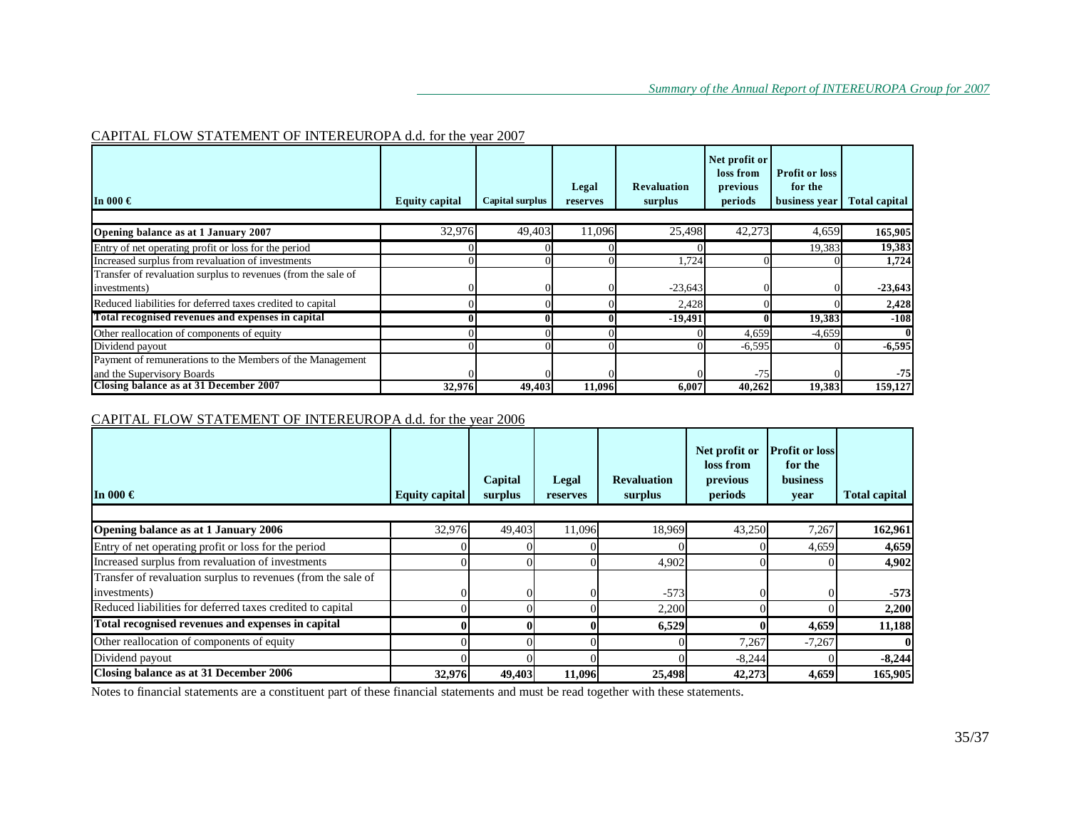## CAPITAL FLOW STATEMENT OF INTEREUROPA d.d. for the year 2007

| In 000 € | Equity capital | Capital surplus | Legal reserves | Revaluation surplus | Net profit or loss from previous periods | Profit or loss for the business year | Total capital |
|---|---|---|---|---|---|---|---|
| **Opening balance as at 1 January 2007** | 32,976 | 49,403 | 11,096 | 25,498 | 42,273 | 4,659 | **165,905** |
| Entry of net operating profit or loss for the period | 0 | 0 | 0 | 0 | | 19,383 | **19,383** |
| Increased surplus from revaluation of investments | 0 | 0 | 0 | 1,724 | 0 | 0 | **1,724** |
| Transfer of revaluation surplus to revenues (from the sale of investments) | 0 | 0 | 0 | -23,643 | 0 | 0 | **-23,643** |
| Reduced liabilities for deferred taxes credited to capital | 0 | 0 | 0 | 2,428 | 0 | 0 | **2,428** |
| **Total recognised revenues and expenses in capital** | **0** | **0** | **0** | **-19,491** | **0** | **19,383** | **-108** |
| Other reallocation of components of equity | 0 | 0 | 0 | 0 | 4,659 | -4,659 | **0** |
| Dividend payout | 0 | 0 | 0 | 0 | -6,595 | 0 | **-6,595** |
| Payment of remunerations to the Members of the Management and the Supervisory Boards | 0 | 0 | 0 | 0 | -75 | 0 | **-75** |
| **Closing balance as at 31 December 2007** | **32,976** | **49,403** | **11,096** | **6,007** | **40,262** | **19,383** | **159,127** |

## CAPITAL FLOW STATEMENT OF INTEREUROPA d.d. for the year 2006

| In 000 € | Equity capital | Capital surplus | Legal reserves | Revaluation surplus | Net profit or loss from previous periods | Profit or loss for the business year | Total capital |
|---|---|---|---|---|---|---|---|
| **Opening balance as at 1 January 2006** | 32,976 | 49,403 | 11,096 | 18,969 | 43,250 | 7,267 | **162,961** |
| Entry of net operating profit or loss for the period | 0 | 0 | 0 | 0 | 0 | 4,659 | **4,659** |
| Increased surplus from revaluation of investments | 0 | 0 | 0 | 4,902 | 0 | 0 | **4,902** |
| Transfer of revaluation surplus to revenues (from the sale of investments) | 0 | 0 | 0 | -573 | 0 | 0 | **-573** |
| Reduced liabilities for deferred taxes credited to capital | 0 | 0 | 0 | 2,200 | 0 | 0 | **2,200** |
| **Total recognised revenues and expenses in capital** | **0** | **0** | **0** | **6,529** | **0** | **4,659** | **11,188** |
| Other reallocation of components of equity | 0 | 0 | 0 | 0 | 7,267 | -7,267 | **0** |
| Dividend payout | 0 | 0 | 0 | 0 | -8,244 | 0 | **-8,244** |
| **Closing balance as at 31 December 2006** | **32,976** | **49,403** | **11,096** | **25,498** | **42,273** | **4,659** | **165,905** |

Notes to financial statements are a constituent part of these financial statements and must be read together with these statements.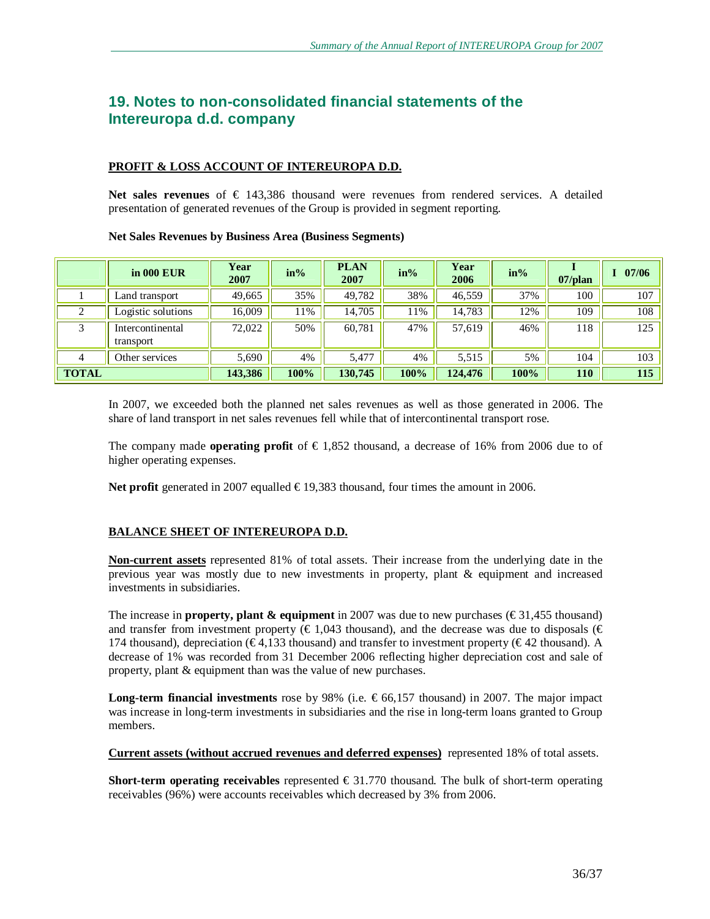## 19. Notes to non-consolidated financial statements of the Intereuropa d.d. company

**PROFIT & LOSS ACCOUNT OF INTEREUROPA D.D.**

**Net sales revenues** of € 143,386 thousand were revenues from rendered services. A detailed presentation of generated revenues of the Group is provided in segment reporting.

**Net Sales Revenues by Business Area (Business Segments)**

| | in 000 EUR | Year 2007 | in% | PLAN 2007 | in% | Year 2006 | in% | I 07/plan | I 07/06 |
|---|---|---|---|---|---|---|---|---|---|
| 1 | Land transport | 49,665 | 35% | 49,782 | 38% | 46,559 | 37% | 100 | 107 |
| 2 | Logistic solutions | 16,009 | 11% | 14,705 | 11% | 14,783 | 12% | 109 | 108 |
| 3 | Intercontinental transport | 72,022 | 50% | 60,781 | 47% | 57,619 | 46% | 118 | 125 |
| 4 | Other services | 5,690 | 4% | 5,477 | 4% | 5,515 | 5% | 104 | 103 |
| **TOTAL** | | **143,386** | **100%** | **130,745** | **100%** | **124,476** | **100%** | **110** | **115** |

In 2007, we exceeded both the planned net sales revenues as well as those generated in 2006. The share of land transport in net sales revenues fell while that of intercontinental transport rose.

The company made **operating profit** of € 1,852 thousand, a decrease of 16% from 2006 due to of higher operating expenses.

**Net profit** generated in 2007 equalled € 19,383 thousand, four times the amount in 2006.

**BALANCE SHEET OF INTEREUROPA D.D.**

**Non-current assets** represented 81% of total assets. Their increase from the underlying date in the previous year was mostly due to new investments in property, plant & equipment and increased investments in subsidiaries.

The increase in **property, plant & equipment** in 2007 was due to new purchases (€ 31,455 thousand) and transfer from investment property (€ 1,043 thousand), and the decrease was due to disposals (€ 174 thousand), depreciation (€ 4,133 thousand) and transfer to investment property (€ 42 thousand). A decrease of 1% was recorded from 31 December 2006 reflecting higher depreciation cost and sale of property, plant & equipment than was the value of new purchases.

**Long-term financial investments** rose by 98% (i.e. € 66,157 thousand) in 2007. The major impact was increase in long-term investments in subsidiaries and the rise in long-term loans granted to Group members.

**Current assets (without accrued revenues and deferred expenses)** represented 18% of total assets.

**Short-term operating receivables** represented € 31.770 thousand. The bulk of short-term operating receivables (96%) were accounts receivables which decreased by 3% from 2006.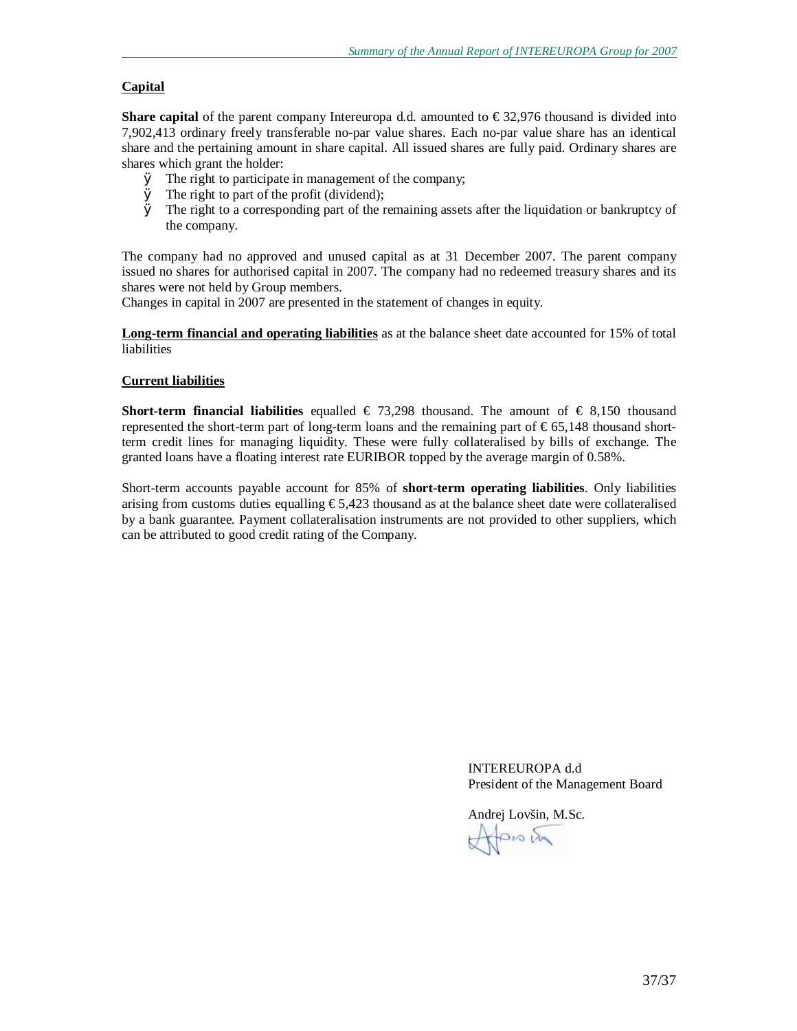**Capital**

**Share capital** of the parent company Intereuropa d.d. amounted to € 32,976 thousand is divided into 7,902,413 ordinary freely transferable no-par value shares. Each no-par value share has an identical share and the pertaining amount in share capital. All issued shares are fully paid. Ordinary shares are shares which grant the holder:

- The right to participate in management of the company;
- The right to part of the profit (dividend);
- The right to a corresponding part of the remaining assets after the liquidation or bankruptcy of the company.

The company had no approved and unused capital as at 31 December 2007. The parent company issued no shares for authorised capital in 2007. The company had no redeemed treasury shares and its shares were not held by Group members.
Changes in capital in 2007 are presented in the statement of changes in equity.

**Long-term financial and operating liabilities** as at the balance sheet date accounted for 15% of total liabilities

**Current liabilities**

**Short-term financial liabilities** equalled € 73,298 thousand. The amount of € 8,150 thousand represented the short-term part of long-term loans and the remaining part of € 65,148 thousand short-term credit lines for managing liquidity. These were fully collateralised by bills of exchange. The granted loans have a floating interest rate EURIBOR topped by the average margin of 0.58%.

Short-term accounts payable account for 85% of **short-term operating liabilities**. Only liabilities arising from customs duties equalling € 5,423 thousand as at the balance sheet date were collateralised by a bank guarantee. Payment collateralisation instruments are not provided to other suppliers, which can be attributed to good credit rating of the Company.

INTEREUROPA d.d
President of the Management Board

Andrej Lovšin, M.Sc.